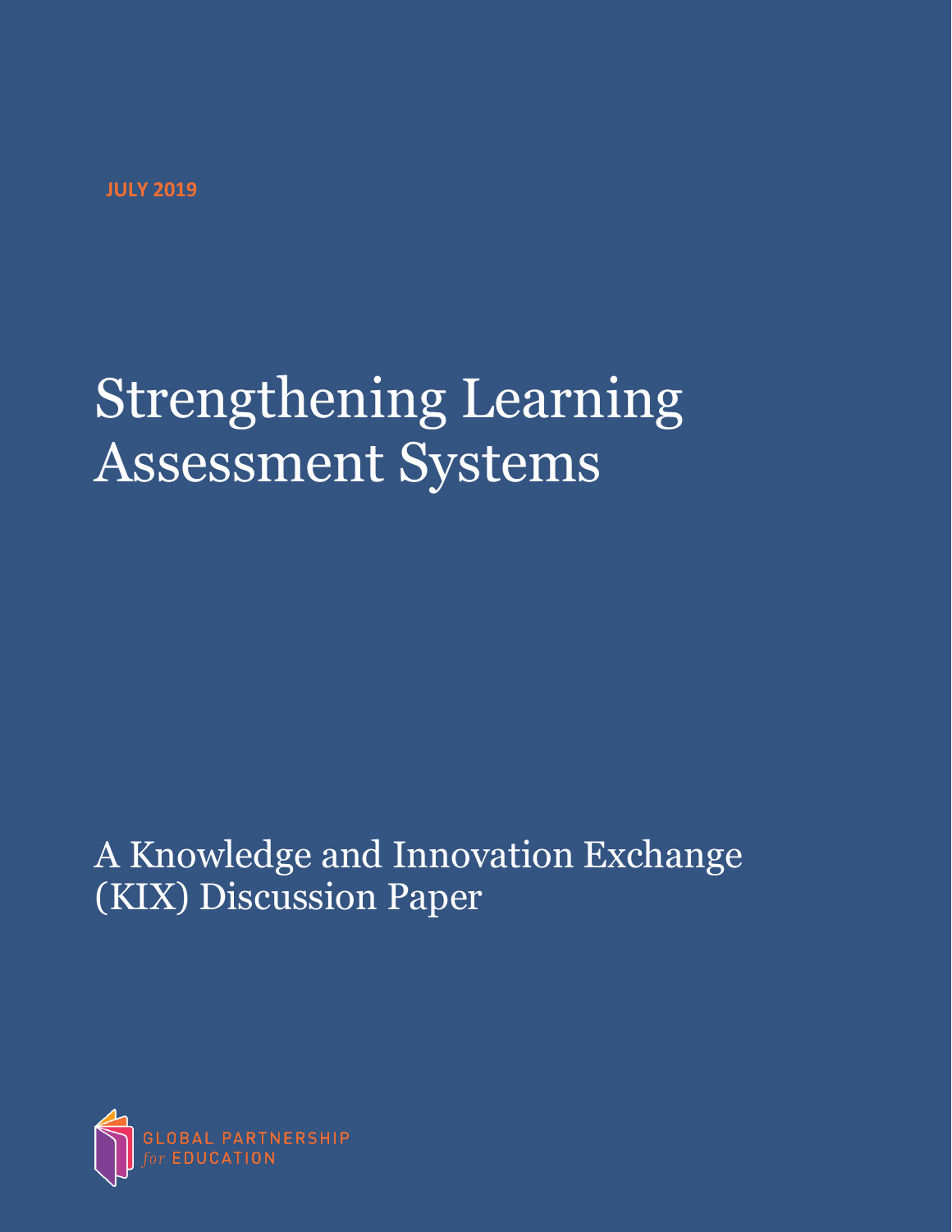JULY 2019

# Strengthening Learning Assessment Systems

## A Knowledge and Innovation Exchange (KIX) Discussion Paper

GLOBAL PARTNERSHIP *for* EDUCATION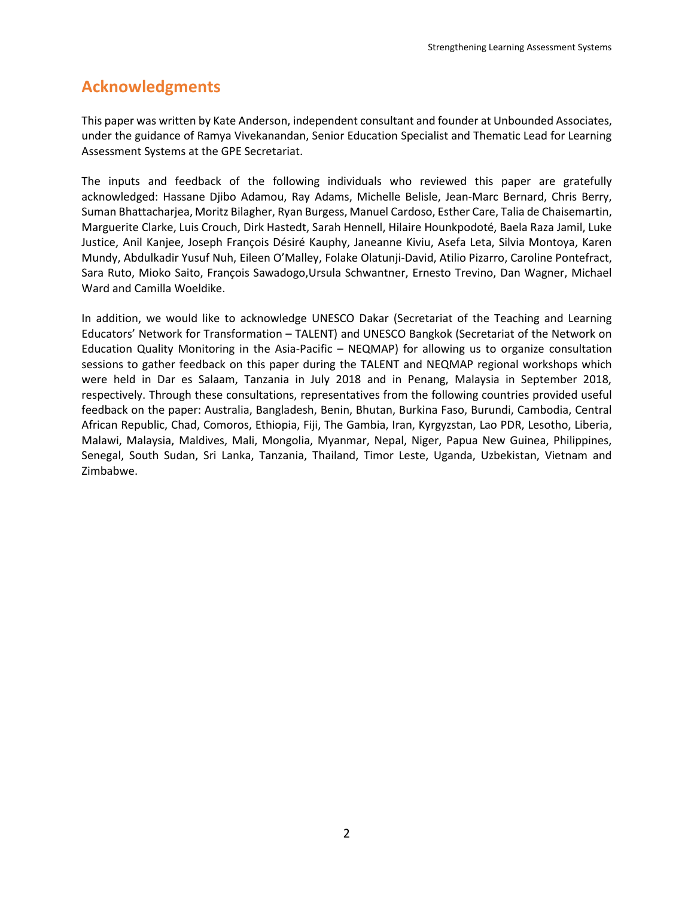## Acknowledgments

This paper was written by Kate Anderson, independent consultant and founder at Unbounded Associates, under the guidance of Ramya Vivekanandan, Senior Education Specialist and Thematic Lead for Learning Assessment Systems at the GPE Secretariat.

The inputs and feedback of the following individuals who reviewed this paper are gratefully acknowledged: Hassane Djibo Adamou, Ray Adams, Michelle Belisle, Jean-Marc Bernard, Chris Berry, Suman Bhattacharjea, Moritz Bilagher, Ryan Burgess, Manuel Cardoso, Esther Care, Talia de Chaisemartin, Marguerite Clarke, Luis Crouch, Dirk Hastedt, Sarah Hennell, Hilaire Hounkpodoté, Baela Raza Jamil, Luke Justice, Anil Kanjee, Joseph François Désiré Kauphy, Janeanne Kiviu, Asefa Leta, Silvia Montoya, Karen Mundy, Abdulkadir Yusuf Nuh, Eileen O'Malley, Folake Olatunji-David, Atilio Pizarro, Caroline Pontefract, Sara Ruto, Mioko Saito, François Sawadogo,Ursula Schwantner, Ernesto Trevino, Dan Wagner, Michael Ward and Camilla Woeldike.

In addition, we would like to acknowledge UNESCO Dakar (Secretariat of the Teaching and Learning Educators' Network for Transformation – TALENT) and UNESCO Bangkok (Secretariat of the Network on Education Quality Monitoring in the Asia-Pacific – NEQMAP) for allowing us to organize consultation sessions to gather feedback on this paper during the TALENT and NEQMAP regional workshops which were held in Dar es Salaam, Tanzania in July 2018 and in Penang, Malaysia in September 2018, respectively. Through these consultations, representatives from the following countries provided useful feedback on the paper: Australia, Bangladesh, Benin, Bhutan, Burkina Faso, Burundi, Cambodia, Central African Republic, Chad, Comoros, Ethiopia, Fiji, The Gambia, Iran, Kyrgyzstan, Lao PDR, Lesotho, Liberia, Malawi, Malaysia, Maldives, Mali, Mongolia, Myanmar, Nepal, Niger, Papua New Guinea, Philippines, Senegal, South Sudan, Sri Lanka, Tanzania, Thailand, Timor Leste, Uganda, Uzbekistan, Vietnam and Zimbabwe.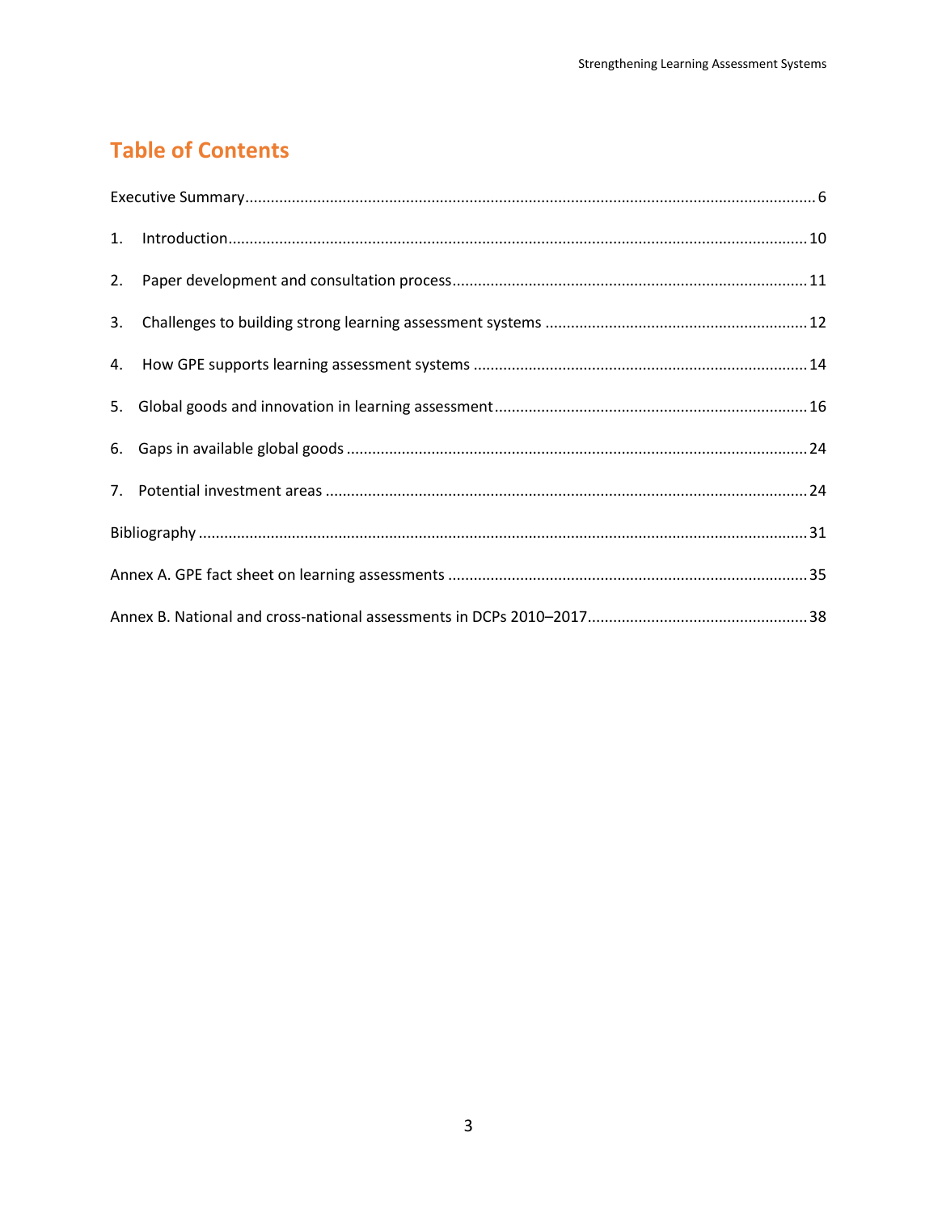# Table of Contents

Executive Summary ..... 6

1. Introduction ..... 10

2. Paper development and consultation process ..... 11

3. Challenges to building strong learning assessment systems ..... 12

4. How GPE supports learning assessment systems ..... 14

5. Global goods and innovation in learning assessment ..... 16

6. Gaps in available global goods ..... 24

7. Potential investment areas ..... 24

Bibliography ..... 31

Annex A. GPE fact sheet on learning assessments ..... 35

Annex B. National and cross-national assessments in DCPs 2010–2017 ..... 38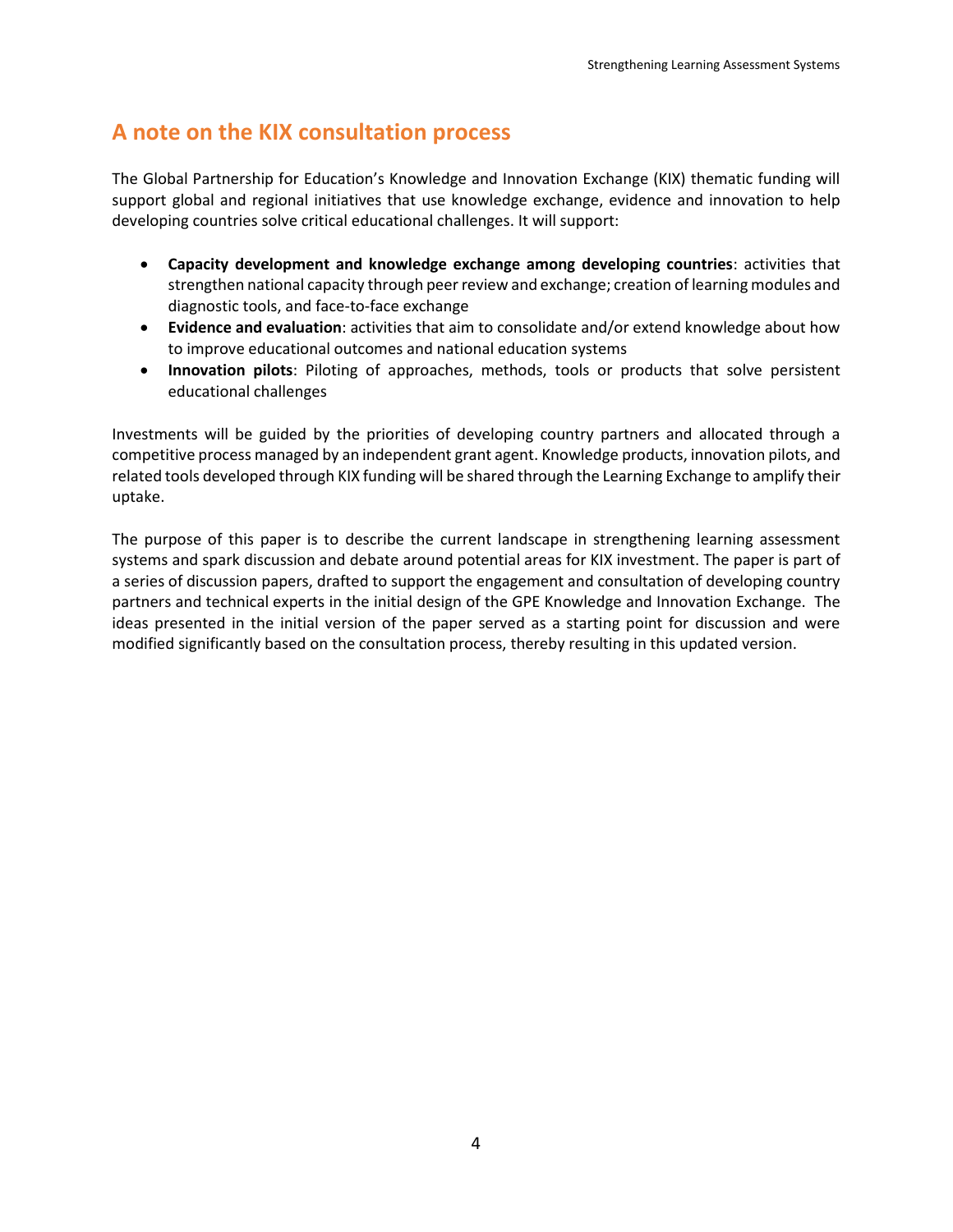## A note on the KIX consultation process

The Global Partnership for Education's Knowledge and Innovation Exchange (KIX) thematic funding will support global and regional initiatives that use knowledge exchange, evidence and innovation to help developing countries solve critical educational challenges. It will support:

- **Capacity development and knowledge exchange among developing countries**: activities that strengthen national capacity through peer review and exchange; creation of learning modules and diagnostic tools, and face-to-face exchange
- **Evidence and evaluation**: activities that aim to consolidate and/or extend knowledge about how to improve educational outcomes and national education systems
- **Innovation pilots**: Piloting of approaches, methods, tools or products that solve persistent educational challenges

Investments will be guided by the priorities of developing country partners and allocated through a competitive process managed by an independent grant agent. Knowledge products, innovation pilots, and related tools developed through KIX funding will be shared through the Learning Exchange to amplify their uptake.

The purpose of this paper is to describe the current landscape in strengthening learning assessment systems and spark discussion and debate around potential areas for KIX investment. The paper is part of a series of discussion papers, drafted to support the engagement and consultation of developing country partners and technical experts in the initial design of the GPE Knowledge and Innovation Exchange. The ideas presented in the initial version of the paper served as a starting point for discussion and were modified significantly based on the consultation process, thereby resulting in this updated version.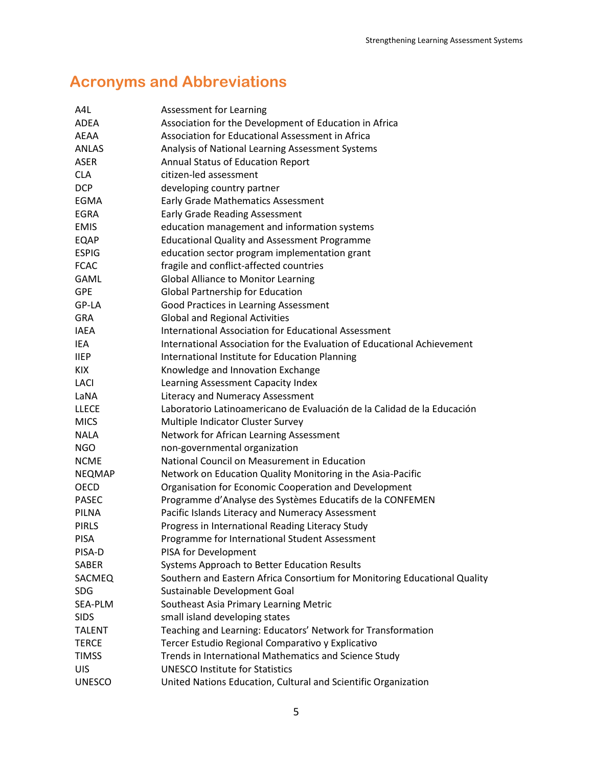## Acronyms and Abbreviations

| | |
|---|---|
| A4L | Assessment for Learning |
| ADEA | Association for the Development of Education in Africa |
| AEAA | Association for Educational Assessment in Africa |
| ANLAS | Analysis of National Learning Assessment Systems |
| ASER | Annual Status of Education Report |
| CLA | citizen-led assessment |
| DCP | developing country partner |
| EGMA | Early Grade Mathematics Assessment |
| EGRA | Early Grade Reading Assessment |
| EMIS | education management and information systems |
| EQAP | Educational Quality and Assessment Programme |
| ESPIG | education sector program implementation grant |
| FCAC | fragile and conflict-affected countries |
| GAML | Global Alliance to Monitor Learning |
| GPE | Global Partnership for Education |
| GP-LA | Good Practices in Learning Assessment |
| GRA | Global and Regional Activities |
| IAEA | International Association for Educational Assessment |
| IEA | International Association for the Evaluation of Educational Achievement |
| IIEP | International Institute for Education Planning |
| KIX | Knowledge and Innovation Exchange |
| LACI | Learning Assessment Capacity Index |
| LaNA | Literacy and Numeracy Assessment |
| LLECE | Laboratorio Latinoamericano de Evaluación de la Calidad de la Educación |
| MICS | Multiple Indicator Cluster Survey |
| NALA | Network for African Learning Assessment |
| NGO | non-governmental organization |
| NCME | National Council on Measurement in Education |
| NEQMAP | Network on Education Quality Monitoring in the Asia-Pacific |
| OECD | Organisation for Economic Cooperation and Development |
| PASEC | Programme d'Analyse des Systèmes Educatifs de la CONFEMEN |
| PILNA | Pacific Islands Literacy and Numeracy Assessment |
| PIRLS | Progress in International Reading Literacy Study |
| PISA | Programme for International Student Assessment |
| PISA-D | PISA for Development |
| SABER | Systems Approach to Better Education Results |
| SACMEQ | Southern and Eastern Africa Consortium for Monitoring Educational Quality |
| SDG | Sustainable Development Goal |
| SEA-PLM | Southeast Asia Primary Learning Metric |
| SIDS | small island developing states |
| TALENT | Teaching and Learning: Educators' Network for Transformation |
| TERCE | Tercer Estudio Regional Comparativo y Explicativo |
| TIMSS | Trends in International Mathematics and Science Study |
| UIS | UNESCO Institute for Statistics |
| UNESCO | United Nations Education, Cultural and Scientific Organization |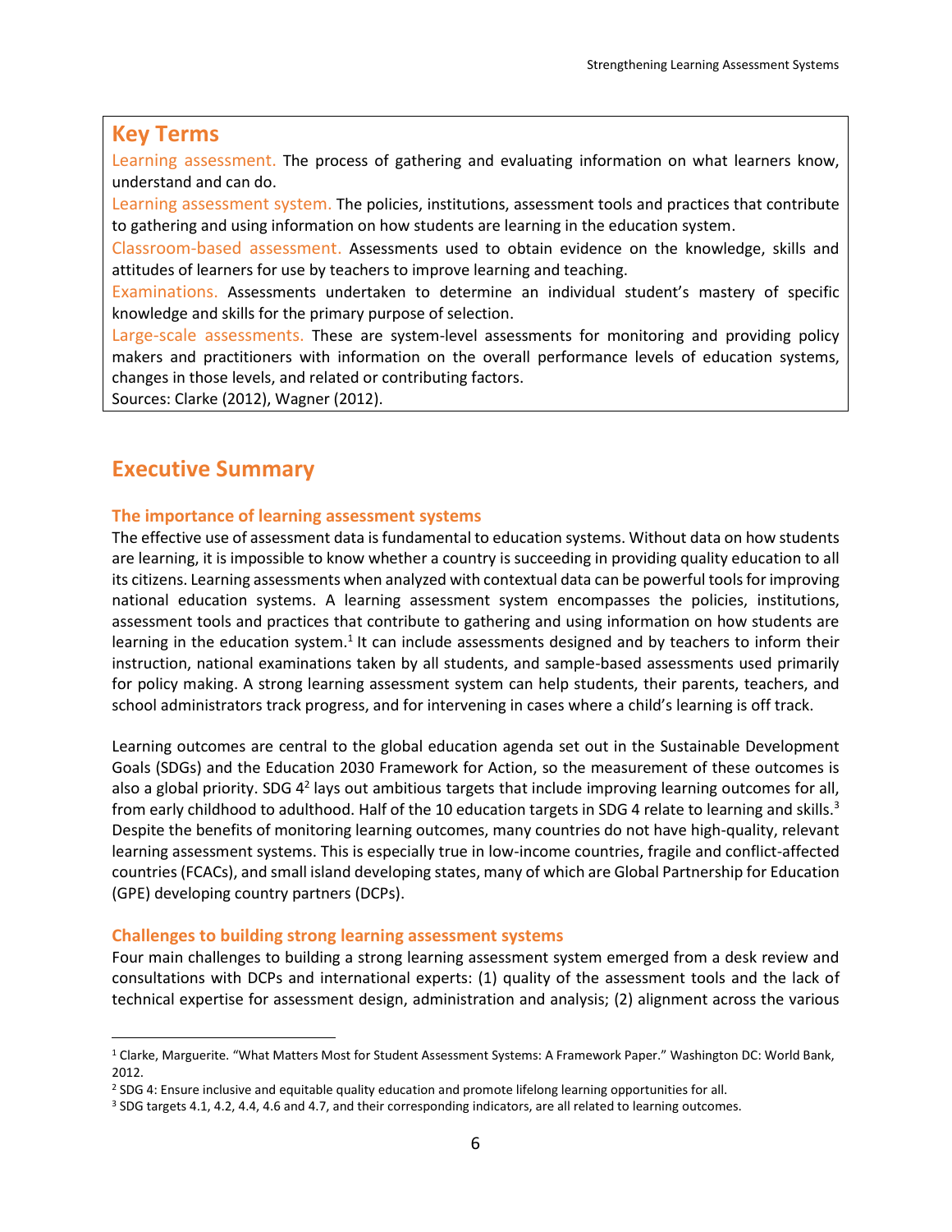## Key Terms

Learning assessment. The process of gathering and evaluating information on what learners know, understand and can do.

Learning assessment system. The policies, institutions, assessment tools and practices that contribute to gathering and using information on how students are learning in the education system.

Classroom-based assessment. Assessments used to obtain evidence on the knowledge, skills and attitudes of learners for use by teachers to improve learning and teaching.

Examinations. Assessments undertaken to determine an individual student's mastery of specific knowledge and skills for the primary purpose of selection.

Large-scale assessments. These are system-level assessments for monitoring and providing policy makers and practitioners with information on the overall performance levels of education systems, changes in those levels, and related or contributing factors.

Sources: Clarke (2012), Wagner (2012).

# Executive Summary

### The importance of learning assessment systems

The effective use of assessment data is fundamental to education systems. Without data on how students are learning, it is impossible to know whether a country is succeeding in providing quality education to all its citizens. Learning assessments when analyzed with contextual data can be powerful tools for improving national education systems. A learning assessment system encompasses the policies, institutions, assessment tools and practices that contribute to gathering and using information on how students are learning in the education system.[1] It can include assessments designed and by teachers to inform their instruction, national examinations taken by all students, and sample-based assessments used primarily for policy making. A strong learning assessment system can help students, their parents, teachers, and school administrators track progress, and for intervening in cases where a child's learning is off track.

Learning outcomes are central to the global education agenda set out in the Sustainable Development Goals (SDGs) and the Education 2030 Framework for Action, so the measurement of these outcomes is also a global priority. SDG 4[2] lays out ambitious targets that include improving learning outcomes for all, from early childhood to adulthood. Half of the 10 education targets in SDG 4 relate to learning and skills.[3] Despite the benefits of monitoring learning outcomes, many countries do not have high-quality, relevant learning assessment systems. This is especially true in low-income countries, fragile and conflict-affected countries (FCACs), and small island developing states, many of which are Global Partnership for Education (GPE) developing country partners (DCPs).

### Challenges to building strong learning assessment systems

Four main challenges to building a strong learning assessment system emerged from a desk review and consultations with DCPs and international experts: (1) quality of the assessment tools and the lack of technical expertise for assessment design, administration and analysis; (2) alignment across the various

---

[1] Clarke, Marguerite. "What Matters Most for Student Assessment Systems: A Framework Paper." Washington DC: World Bank, 2012.

[2] SDG 4: Ensure inclusive and equitable quality education and promote lifelong learning opportunities for all.

[3] SDG targets 4.1, 4.2, 4.4, 4.6 and 4.7, and their corresponding indicators, are all related to learning outcomes.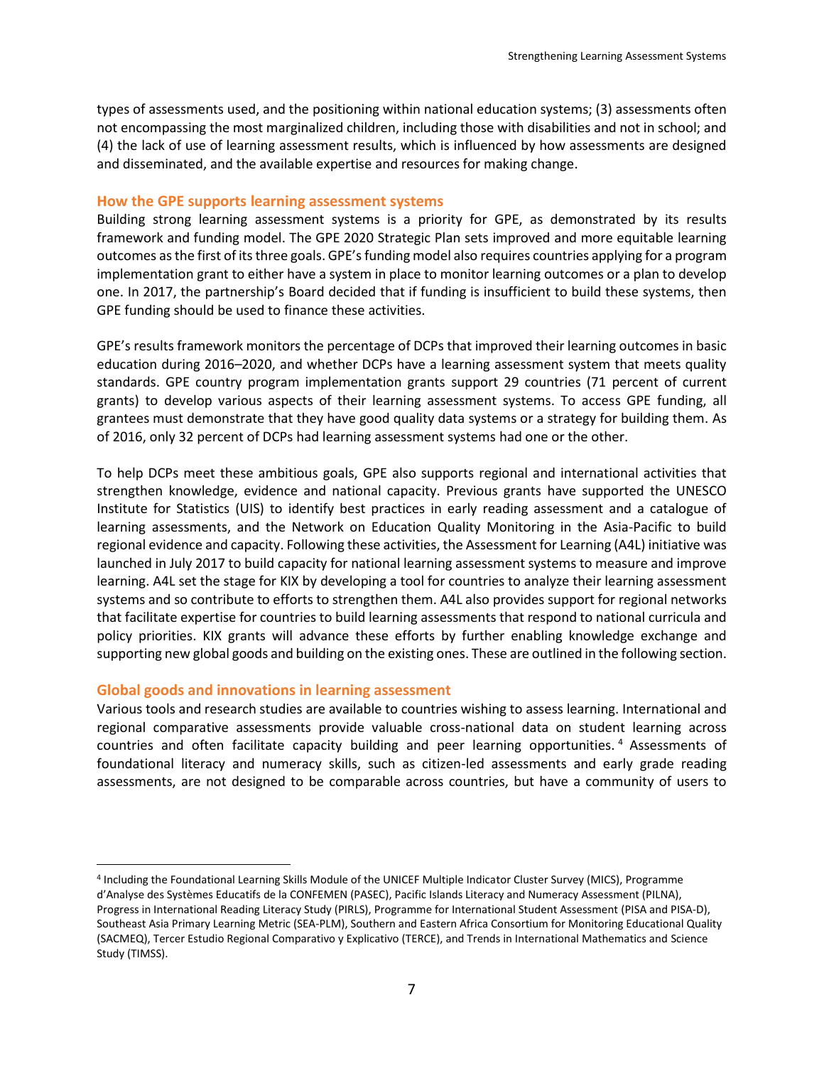types of assessments used, and the positioning within national education systems; (3) assessments often not encompassing the most marginalized children, including those with disabilities and not in school; and (4) the lack of use of learning assessment results, which is influenced by how assessments are designed and disseminated, and the available expertise and resources for making change.

## How the GPE supports learning assessment systems

Building strong learning assessment systems is a priority for GPE, as demonstrated by its results framework and funding model. The GPE 2020 Strategic Plan sets improved and more equitable learning outcomes as the first of its three goals. GPE's funding model also requires countries applying for a program implementation grant to either have a system in place to monitor learning outcomes or a plan to develop one. In 2017, the partnership's Board decided that if funding is insufficient to build these systems, then GPE funding should be used to finance these activities.

GPE's results framework monitors the percentage of DCPs that improved their learning outcomes in basic education during 2016–2020, and whether DCPs have a learning assessment system that meets quality standards. GPE country program implementation grants support 29 countries (71 percent of current grants) to develop various aspects of their learning assessment systems. To access GPE funding, all grantees must demonstrate that they have good quality data systems or a strategy for building them. As of 2016, only 32 percent of DCPs had learning assessment systems had one or the other.

To help DCPs meet these ambitious goals, GPE also supports regional and international activities that strengthen knowledge, evidence and national capacity. Previous grants have supported the UNESCO Institute for Statistics (UIS) to identify best practices in early reading assessment and a catalogue of learning assessments, and the Network on Education Quality Monitoring in the Asia-Pacific to build regional evidence and capacity. Following these activities, the Assessment for Learning (A4L) initiative was launched in July 2017 to build capacity for national learning assessment systems to measure and improve learning. A4L set the stage for KIX by developing a tool for countries to analyze their learning assessment systems and so contribute to efforts to strengthen them. A4L also provides support for regional networks that facilitate expertise for countries to build learning assessments that respond to national curricula and policy priorities. KIX grants will advance these efforts by further enabling knowledge exchange and supporting new global goods and building on the existing ones. These are outlined in the following section.

## Global goods and innovations in learning assessment

Various tools and research studies are available to countries wishing to assess learning. International and regional comparative assessments provide valuable cross-national data on student learning across countries and often facilitate capacity building and peer learning opportunities.[4] Assessments of foundational literacy and numeracy skills, such as citizen-led assessments and early grade reading assessments, are not designed to be comparable across countries, but have a community of users to

---

[4] Including the Foundational Learning Skills Module of the UNICEF Multiple Indicator Cluster Survey (MICS), Programme d'Analyse des Systèmes Educatifs de la CONFEMEN (PASEC), Pacific Islands Literacy and Numeracy Assessment (PILNA), Progress in International Reading Literacy Study (PIRLS), Programme for International Student Assessment (PISA and PISA-D), Southeast Asia Primary Learning Metric (SEA-PLM), Southern and Eastern Africa Consortium for Monitoring Educational Quality (SACMEQ), Tercer Estudio Regional Comparativo y Explicativo (TERCE), and Trends in International Mathematics and Science Study (TIMSS).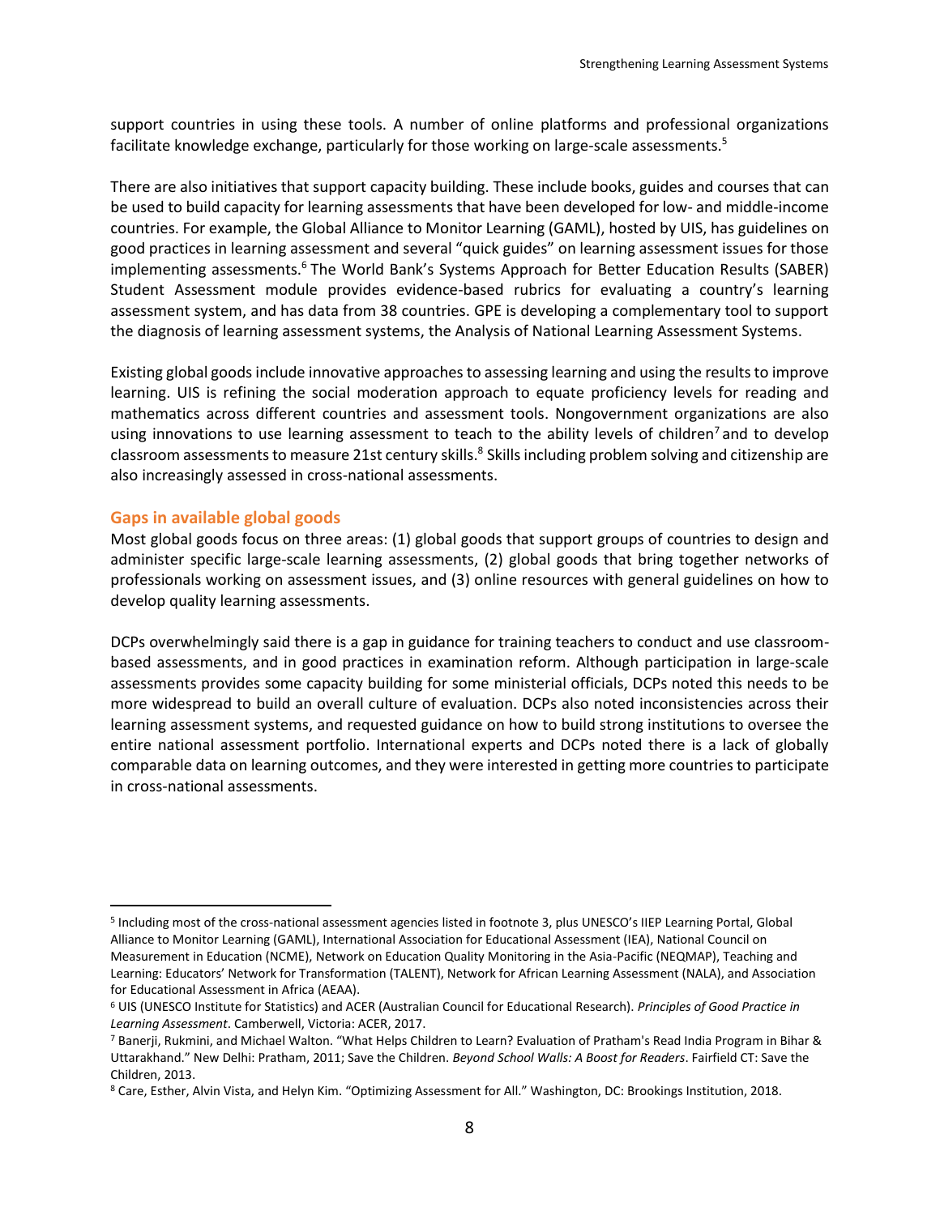support countries in using these tools. A number of online platforms and professional organizations facilitate knowledge exchange, particularly for those working on large-scale assessments.[5]

There are also initiatives that support capacity building. These include books, guides and courses that can be used to build capacity for learning assessments that have been developed for low- and middle-income countries. For example, the Global Alliance to Monitor Learning (GAML), hosted by UIS, has guidelines on good practices in learning assessment and several "quick guides" on learning assessment issues for those implementing assessments.[6] The World Bank's Systems Approach for Better Education Results (SABER) Student Assessment module provides evidence-based rubrics for evaluating a country's learning assessment system, and has data from 38 countries. GPE is developing a complementary tool to support the diagnosis of learning assessment systems, the Analysis of National Learning Assessment Systems.

Existing global goods include innovative approaches to assessing learning and using the results to improve learning. UIS is refining the social moderation approach to equate proficiency levels for reading and mathematics across different countries and assessment tools. Nongovernment organizations are also using innovations to use learning assessment to teach to the ability levels of children[7] and to develop classroom assessments to measure 21st century skills.[8] Skills including problem solving and citizenship are also increasingly assessed in cross-national assessments.

### Gaps in available global goods

Most global goods focus on three areas: (1) global goods that support groups of countries to design and administer specific large-scale learning assessments, (2) global goods that bring together networks of professionals working on assessment issues, and (3) online resources with general guidelines on how to develop quality learning assessments.

DCPs overwhelmingly said there is a gap in guidance for training teachers to conduct and use classroom-based assessments, and in good practices in examination reform. Although participation in large-scale assessments provides some capacity building for some ministerial officials, DCPs noted this needs to be more widespread to build an overall culture of evaluation. DCPs also noted inconsistencies across their learning assessment systems, and requested guidance on how to build strong institutions to oversee the entire national assessment portfolio. International experts and DCPs noted there is a lack of globally comparable data on learning outcomes, and they were interested in getting more countries to participate in cross-national assessments.

---

[5] Including most of the cross-national assessment agencies listed in footnote 3, plus UNESCO's IIEP Learning Portal, Global Alliance to Monitor Learning (GAML), International Association for Educational Assessment (IEA), National Council on Measurement in Education (NCME), Network on Education Quality Monitoring in the Asia-Pacific (NEQMAP), Teaching and Learning: Educators' Network for Transformation (TALENT), Network for African Learning Assessment (NALA), and Association for Educational Assessment in Africa (AEAA).

[6] UIS (UNESCO Institute for Statistics) and ACER (Australian Council for Educational Research). *Principles of Good Practice in Learning Assessment*. Camberwell, Victoria: ACER, 2017.

[7] Banerji, Rukmini, and Michael Walton. "What Helps Children to Learn? Evaluation of Pratham's Read India Program in Bihar & Uttarakhand." New Delhi: Pratham, 2011; Save the Children. *Beyond School Walls: A Boost for Readers*. Fairfield CT: Save the Children, 2013.

[8] Care, Esther, Alvin Vista, and Helyn Kim. "Optimizing Assessment for All." Washington, DC: Brookings Institution, 2018.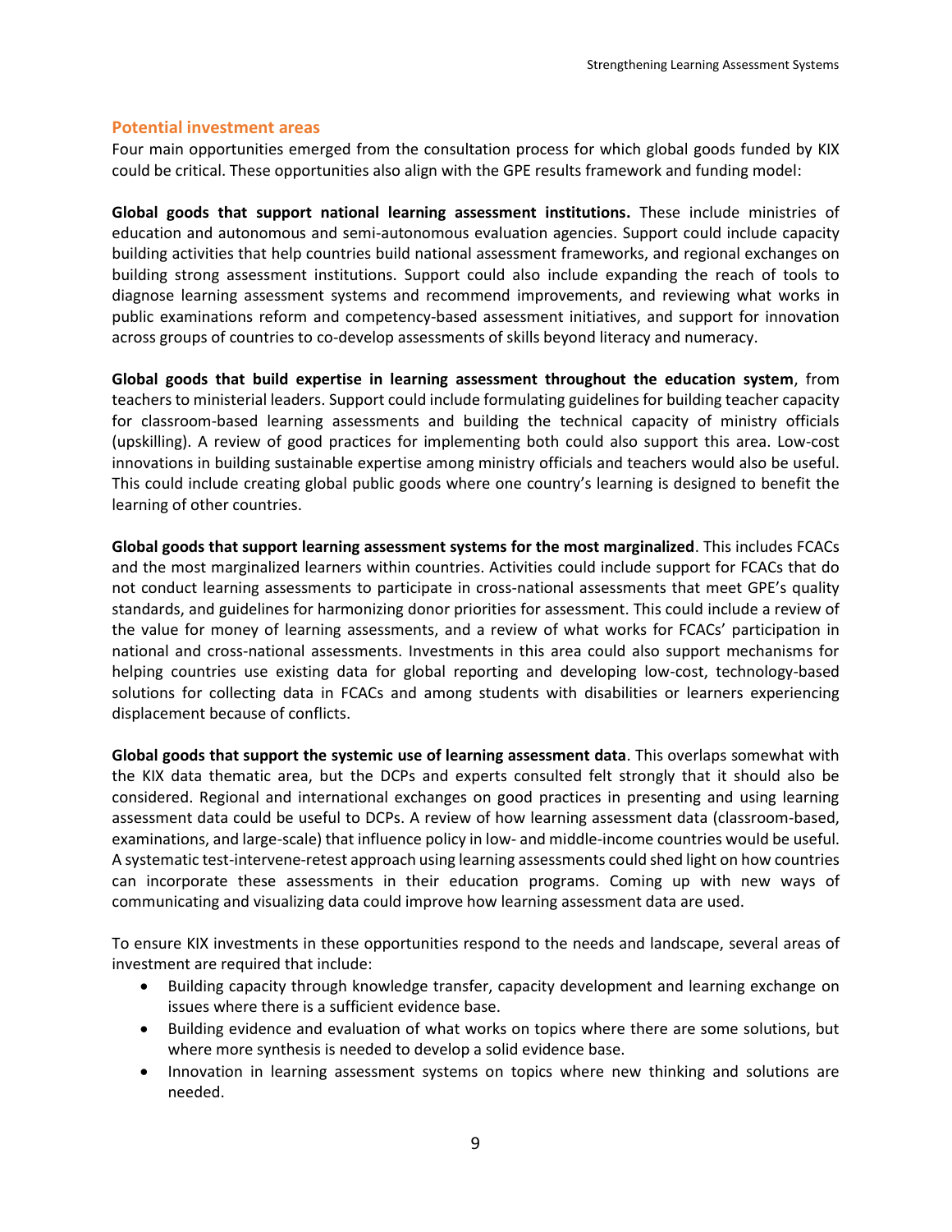### Potential investment areas

Four main opportunities emerged from the consultation process for which global goods funded by KIX could be critical. These opportunities also align with the GPE results framework and funding model:

**Global goods that support national learning assessment institutions.** These include ministries of education and autonomous and semi-autonomous evaluation agencies. Support could include capacity building activities that help countries build national assessment frameworks, and regional exchanges on building strong assessment institutions. Support could also include expanding the reach of tools to diagnose learning assessment systems and recommend improvements, and reviewing what works in public examinations reform and competency-based assessment initiatives, and support for innovation across groups of countries to co-develop assessments of skills beyond literacy and numeracy.

**Global goods that build expertise in learning assessment throughout the education system**, from teachers to ministerial leaders. Support could include formulating guidelines for building teacher capacity for classroom-based learning assessments and building the technical capacity of ministry officials (upskilling). A review of good practices for implementing both could also support this area. Low-cost innovations in building sustainable expertise among ministry officials and teachers would also be useful. This could include creating global public goods where one country's learning is designed to benefit the learning of other countries.

**Global goods that support learning assessment systems for the most marginalized**. This includes FCACs and the most marginalized learners within countries. Activities could include support for FCACs that do not conduct learning assessments to participate in cross-national assessments that meet GPE's quality standards, and guidelines for harmonizing donor priorities for assessment. This could include a review of the value for money of learning assessments, and a review of what works for FCACs' participation in national and cross-national assessments. Investments in this area could also support mechanisms for helping countries use existing data for global reporting and developing low-cost, technology-based solutions for collecting data in FCACs and among students with disabilities or learners experiencing displacement because of conflicts.

**Global goods that support the systemic use of learning assessment data**. This overlaps somewhat with the KIX data thematic area, but the DCPs and experts consulted felt strongly that it should also be considered. Regional and international exchanges on good practices in presenting and using learning assessment data could be useful to DCPs. A review of how learning assessment data (classroom-based, examinations, and large-scale) that influence policy in low- and middle-income countries would be useful. A systematic test-intervene-retest approach using learning assessments could shed light on how countries can incorporate these assessments in their education programs. Coming up with new ways of communicating and visualizing data could improve how learning assessment data are used.

To ensure KIX investments in these opportunities respond to the needs and landscape, several areas of investment are required that include:

- Building capacity through knowledge transfer, capacity development and learning exchange on issues where there is a sufficient evidence base.
- Building evidence and evaluation of what works on topics where there are some solutions, but where more synthesis is needed to develop a solid evidence base.
- Innovation in learning assessment systems on topics where new thinking and solutions are needed.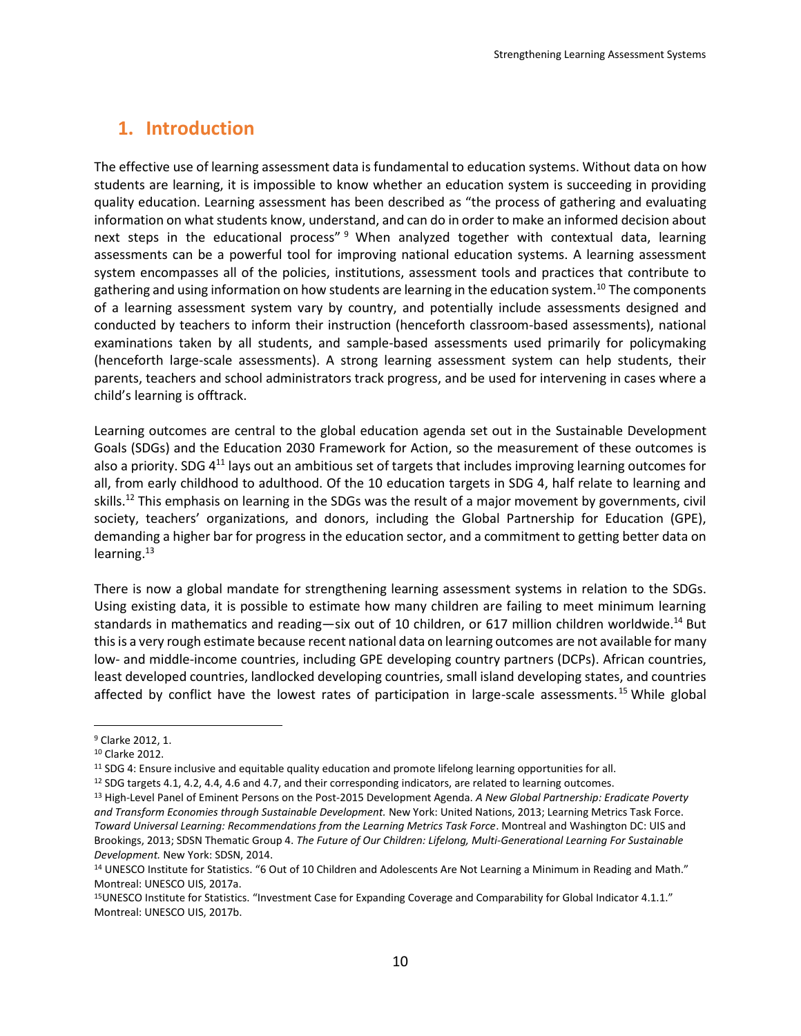## 1. Introduction

The effective use of learning assessment data is fundamental to education systems. Without data on how students are learning, it is impossible to know whether an education system is succeeding in providing quality education. Learning assessment has been described as "the process of gathering and evaluating information on what students know, understand, and can do in order to make an informed decision about next steps in the educational process"[9] When analyzed together with contextual data, learning assessments can be a powerful tool for improving national education systems. A learning assessment system encompasses all of the policies, institutions, assessment tools and practices that contribute to gathering and using information on how students are learning in the education system.[10] The components of a learning assessment system vary by country, and potentially include assessments designed and conducted by teachers to inform their instruction (henceforth classroom-based assessments), national examinations taken by all students, and sample-based assessments used primarily for policymaking (henceforth large-scale assessments). A strong learning assessment system can help students, their parents, teachers and school administrators track progress, and be used for intervening in cases where a child's learning is offtrack.

Learning outcomes are central to the global education agenda set out in the Sustainable Development Goals (SDGs) and the Education 2030 Framework for Action, so the measurement of these outcomes is also a priority. SDG 4[11] lays out an ambitious set of targets that includes improving learning outcomes for all, from early childhood to adulthood. Of the 10 education targets in SDG 4, half relate to learning and skills.[12] This emphasis on learning in the SDGs was the result of a major movement by governments, civil society, teachers' organizations, and donors, including the Global Partnership for Education (GPE), demanding a higher bar for progress in the education sector, and a commitment to getting better data on learning.[13]

There is now a global mandate for strengthening learning assessment systems in relation to the SDGs. Using existing data, it is possible to estimate how many children are failing to meet minimum learning standards in mathematics and reading—six out of 10 children, or 617 million children worldwide.[14] But this is a very rough estimate because recent national data on learning outcomes are not available for many low- and middle-income countries, including GPE developing country partners (DCPs). African countries, least developed countries, landlocked developing countries, small island developing states, and countries affected by conflict have the lowest rates of participation in large-scale assessments.[15] While global

---

[9] Clarke 2012, 1.

[10] Clarke 2012.

[11] SDG 4: Ensure inclusive and equitable quality education and promote lifelong learning opportunities for all.

[12] SDG targets 4.1, 4.2, 4.4, 4.6 and 4.7, and their corresponding indicators, are related to learning outcomes.

[13] High-Level Panel of Eminent Persons on the Post-2015 Development Agenda. *A New Global Partnership: Eradicate Poverty and Transform Economies through Sustainable Development.* New York: United Nations, 2013; Learning Metrics Task Force. *Toward Universal Learning: Recommendations from the Learning Metrics Task Force*. Montreal and Washington DC: UIS and Brookings, 2013; SDSN Thematic Group 4. *The Future of Our Children: Lifelong, Multi-Generational Learning For Sustainable Development.* New York: SDSN, 2014.

[14] UNESCO Institute for Statistics. "6 Out of 10 Children and Adolescents Are Not Learning a Minimum in Reading and Math." Montreal: UNESCO UIS, 2017a.

[15] UNESCO Institute for Statistics. "Investment Case for Expanding Coverage and Comparability for Global Indicator 4.1.1." Montreal: UNESCO UIS, 2017b.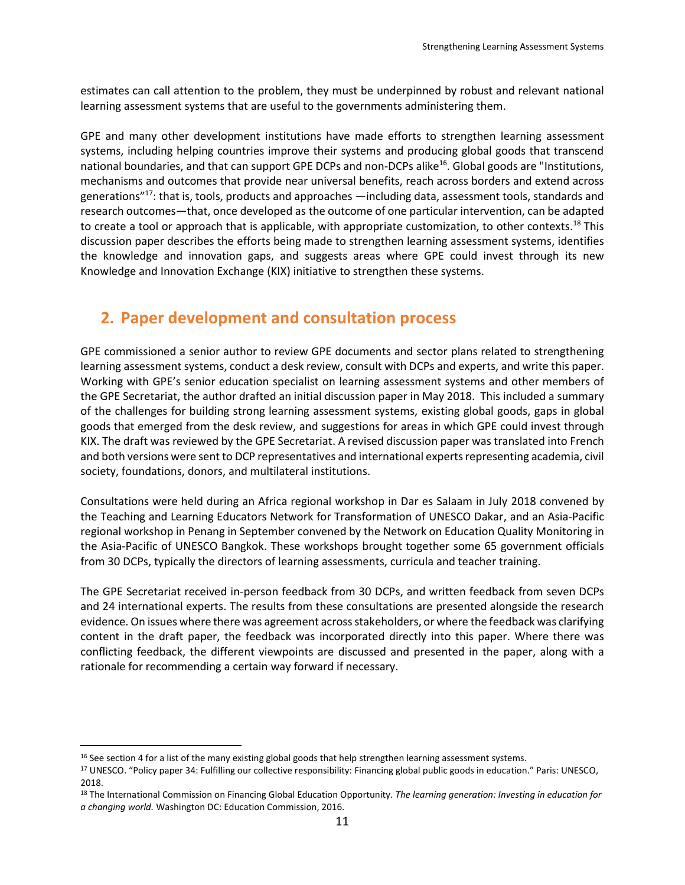estimates can call attention to the problem, they must be underpinned by robust and relevant national learning assessment systems that are useful to the governments administering them.

GPE and many other development institutions have made efforts to strengthen learning assessment systems, including helping countries improve their systems and producing global goods that transcend national boundaries, and that can support GPE DCPs and non-DCPs alike[16]. Global goods are "Institutions, mechanisms and outcomes that provide near universal benefits, reach across borders and extend across generations"[17]: that is, tools, products and approaches —including data, assessment tools, standards and research outcomes—that, once developed as the outcome of one particular intervention, can be adapted to create a tool or approach that is applicable, with appropriate customization, to other contexts.[18] This discussion paper describes the efforts being made to strengthen learning assessment systems, identifies the knowledge and innovation gaps, and suggests areas where GPE could invest through its new Knowledge and Innovation Exchange (KIX) initiative to strengthen these systems.

## 2. Paper development and consultation process

GPE commissioned a senior author to review GPE documents and sector plans related to strengthening learning assessment systems, conduct a desk review, consult with DCPs and experts, and write this paper. Working with GPE's senior education specialist on learning assessment systems and other members of the GPE Secretariat, the author drafted an initial discussion paper in May 2018. This included a summary of the challenges for building strong learning assessment systems, existing global goods, gaps in global goods that emerged from the desk review, and suggestions for areas in which GPE could invest through KIX. The draft was reviewed by the GPE Secretariat. A revised discussion paper was translated into French and both versions were sent to DCP representatives and international experts representing academia, civil society, foundations, donors, and multilateral institutions.

Consultations were held during an Africa regional workshop in Dar es Salaam in July 2018 convened by the Teaching and Learning Educators Network for Transformation of UNESCO Dakar, and an Asia-Pacific regional workshop in Penang in September convened by the Network on Education Quality Monitoring in the Asia-Pacific of UNESCO Bangkok. These workshops brought together some 65 government officials from 30 DCPs, typically the directors of learning assessments, curricula and teacher training.

The GPE Secretariat received in-person feedback from 30 DCPs, and written feedback from seven DCPs and 24 international experts. The results from these consultations are presented alongside the research evidence. On issues where there was agreement across stakeholders, or where the feedback was clarifying content in the draft paper, the feedback was incorporated directly into this paper. Where there was conflicting feedback, the different viewpoints are discussed and presented in the paper, along with a rationale for recommending a certain way forward if necessary.

---

[16] See section 4 for a list of the many existing global goods that help strengthen learning assessment systems.

[17] UNESCO. "Policy paper 34: Fulfilling our collective responsibility: Financing global public goods in education." Paris: UNESCO, 2018.

[18] The International Commission on Financing Global Education Opportunity. *The learning generation: Investing in education for a changing world.* Washington DC: Education Commission, 2016.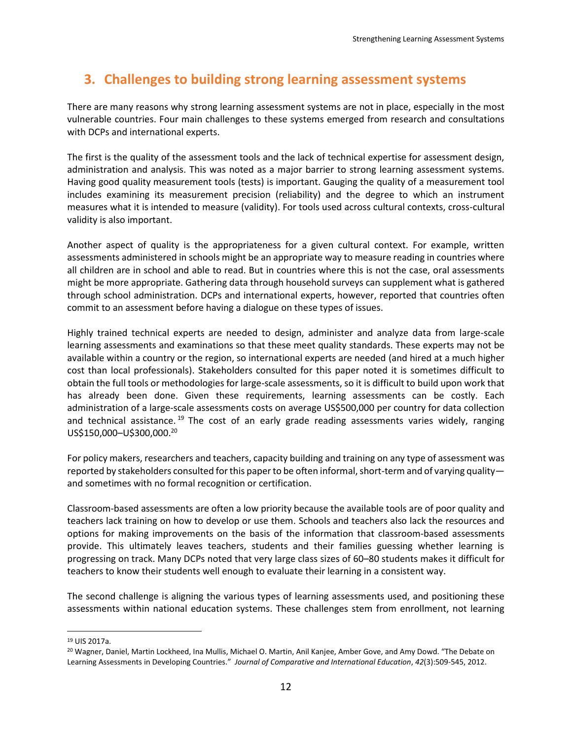## 3. Challenges to building strong learning assessment systems

There are many reasons why strong learning assessment systems are not in place, especially in the most vulnerable countries. Four main challenges to these systems emerged from research and consultations with DCPs and international experts.

The first is the quality of the assessment tools and the lack of technical expertise for assessment design, administration and analysis. This was noted as a major barrier to strong learning assessment systems. Having good quality measurement tools (tests) is important. Gauging the quality of a measurement tool includes examining its measurement precision (reliability) and the degree to which an instrument measures what it is intended to measure (validity). For tools used across cultural contexts, cross-cultural validity is also important.

Another aspect of quality is the appropriateness for a given cultural context. For example, written assessments administered in schools might be an appropriate way to measure reading in countries where all children are in school and able to read. But in countries where this is not the case, oral assessments might be more appropriate. Gathering data through household surveys can supplement what is gathered through school administration. DCPs and international experts, however, reported that countries often commit to an assessment before having a dialogue on these types of issues.

Highly trained technical experts are needed to design, administer and analyze data from large-scale learning assessments and examinations so that these meet quality standards. These experts may not be available within a country or the region, so international experts are needed (and hired at a much higher cost than local professionals). Stakeholders consulted for this paper noted it is sometimes difficult to obtain the full tools or methodologies for large-scale assessments, so it is difficult to build upon work that has already been done. Given these requirements, learning assessments can be costly. Each administration of a large-scale assessments costs on average US$500,000 per country for data collection and technical assistance.[19] The cost of an early grade reading assessments varies widely, ranging US$150,000–U$300,000.[20]

For policy makers, researchers and teachers, capacity building and training on any type of assessment was reported by stakeholders consulted for this paper to be often informal, short-term and of varying quality—and sometimes with no formal recognition or certification.

Classroom-based assessments are often a low priority because the available tools are of poor quality and teachers lack training on how to develop or use them. Schools and teachers also lack the resources and options for making improvements on the basis of the information that classroom-based assessments provide. This ultimately leaves teachers, students and their families guessing whether learning is progressing on track. Many DCPs noted that very large class sizes of 60–80 students makes it difficult for teachers to know their students well enough to evaluate their learning in a consistent way.

The second challenge is aligning the various types of learning assessments used, and positioning these assessments within national education systems. These challenges stem from enrollment, not learning

---

[19] UIS 2017a.

[20] Wagner, Daniel, Martin Lockheed, Ina Mullis, Michael O. Martin, Anil Kanjee, Amber Gove, and Amy Dowd. "The Debate on Learning Assessments in Developing Countries." *Journal of Comparative and International Education*, *42*(3):509-545, 2012.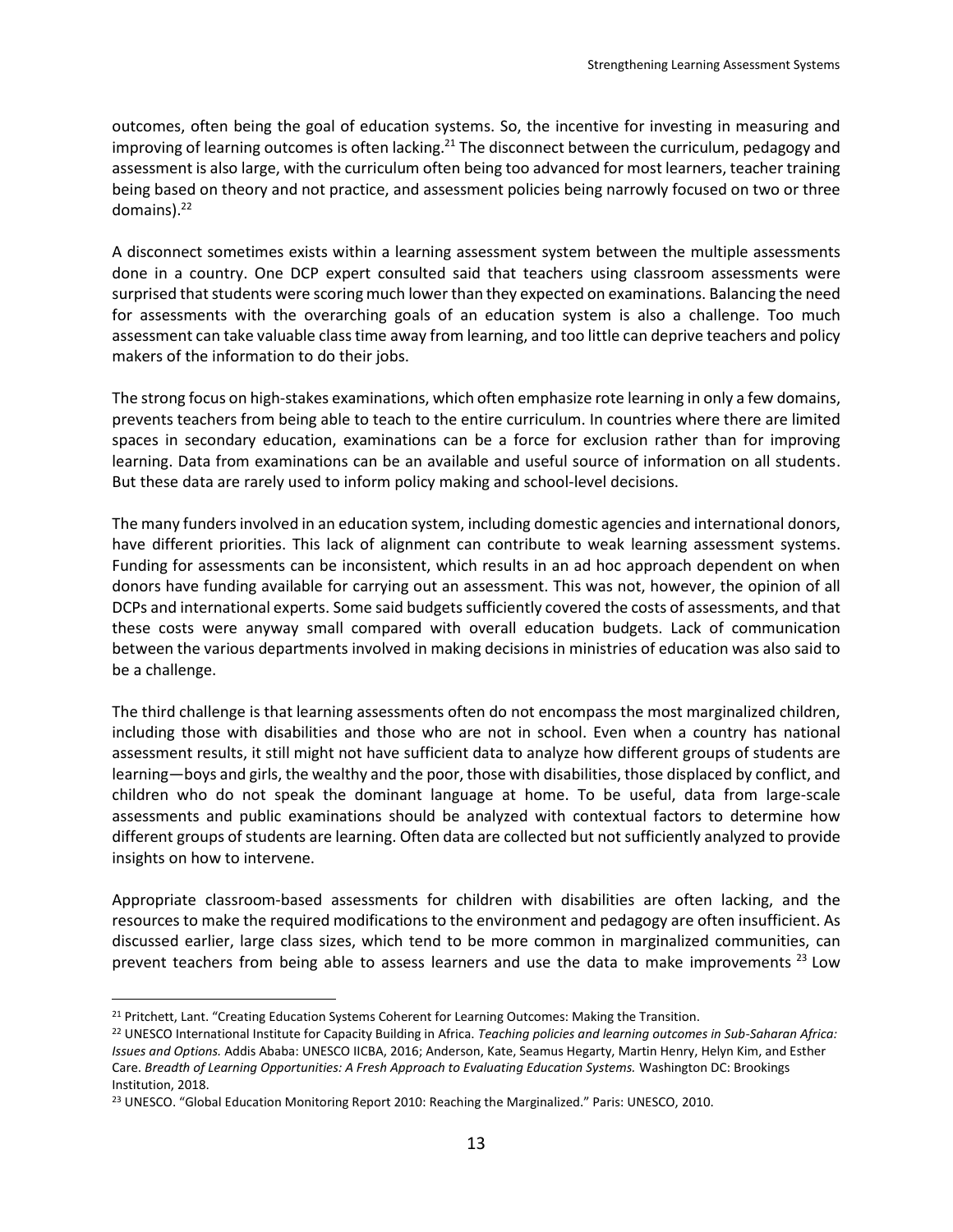outcomes, often being the goal of education systems. So, the incentive for investing in measuring and improving of learning outcomes is often lacking.[21] The disconnect between the curriculum, pedagogy and assessment is also large, with the curriculum often being too advanced for most learners, teacher training being based on theory and not practice, and assessment policies being narrowly focused on two or three domains).[22]

A disconnect sometimes exists within a learning assessment system between the multiple assessments done in a country. One DCP expert consulted said that teachers using classroom assessments were surprised that students were scoring much lower than they expected on examinations. Balancing the need for assessments with the overarching goals of an education system is also a challenge. Too much assessment can take valuable class time away from learning, and too little can deprive teachers and policy makers of the information to do their jobs.

The strong focus on high-stakes examinations, which often emphasize rote learning in only a few domains, prevents teachers from being able to teach to the entire curriculum. In countries where there are limited spaces in secondary education, examinations can be a force for exclusion rather than for improving learning. Data from examinations can be an available and useful source of information on all students. But these data are rarely used to inform policy making and school-level decisions.

The many funders involved in an education system, including domestic agencies and international donors, have different priorities. This lack of alignment can contribute to weak learning assessment systems. Funding for assessments can be inconsistent, which results in an ad hoc approach dependent on when donors have funding available for carrying out an assessment. This was not, however, the opinion of all DCPs and international experts. Some said budgets sufficiently covered the costs of assessments, and that these costs were anyway small compared with overall education budgets. Lack of communication between the various departments involved in making decisions in ministries of education was also said to be a challenge.

The third challenge is that learning assessments often do not encompass the most marginalized children, including those with disabilities and those who are not in school. Even when a country has national assessment results, it still might not have sufficient data to analyze how different groups of students are learning—boys and girls, the wealthy and the poor, those with disabilities, those displaced by conflict, and children who do not speak the dominant language at home. To be useful, data from large-scale assessments and public examinations should be analyzed with contextual factors to determine how different groups of students are learning. Often data are collected but not sufficiently analyzed to provide insights on how to intervene.

Appropriate classroom-based assessments for children with disabilities are often lacking, and the resources to make the required modifications to the environment and pedagogy are often insufficient. As discussed earlier, large class sizes, which tend to be more common in marginalized communities, can prevent teachers from being able to assess learners and use the data to make improvements [23] Low

---

[21] Pritchett, Lant. "Creating Education Systems Coherent for Learning Outcomes: Making the Transition.

[22] UNESCO International Institute for Capacity Building in Africa. *Teaching policies and learning outcomes in Sub-Saharan Africa: Issues and Options.* Addis Ababa: UNESCO IICBA, 2016; Anderson, Kate, Seamus Hegarty, Martin Henry, Helyn Kim, and Esther Care. *Breadth of Learning Opportunities: A Fresh Approach to Evaluating Education Systems.* Washington DC: Brookings Institution, 2018.

[23] UNESCO. "Global Education Monitoring Report 2010: Reaching the Marginalized." Paris: UNESCO, 2010.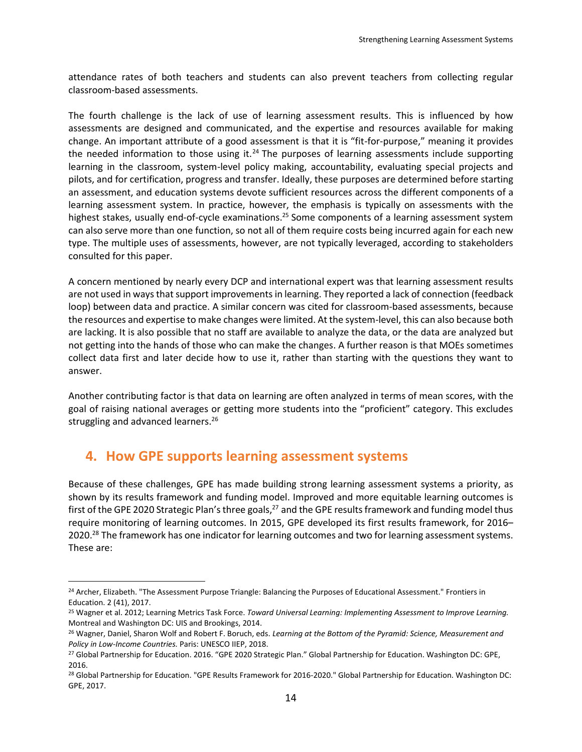attendance rates of both teachers and students can also prevent teachers from collecting regular classroom-based assessments.

The fourth challenge is the lack of use of learning assessment results. This is influenced by how assessments are designed and communicated, and the expertise and resources available for making change. An important attribute of a good assessment is that it is "fit-for-purpose," meaning it provides the needed information to those using it.[24] The purposes of learning assessments include supporting learning in the classroom, system-level policy making, accountability, evaluating special projects and pilots, and for certification, progress and transfer. Ideally, these purposes are determined before starting an assessment, and education systems devote sufficient resources across the different components of a learning assessment system. In practice, however, the emphasis is typically on assessments with the highest stakes, usually end-of-cycle examinations.[25] Some components of a learning assessment system can also serve more than one function, so not all of them require costs being incurred again for each new type. The multiple uses of assessments, however, are not typically leveraged, according to stakeholders consulted for this paper.

A concern mentioned by nearly every DCP and international expert was that learning assessment results are not used in ways that support improvements in learning. They reported a lack of connection (feedback loop) between data and practice. A similar concern was cited for classroom-based assessments, because the resources and expertise to make changes were limited. At the system-level, this can also because both are lacking. It is also possible that no staff are available to analyze the data, or the data are analyzed but not getting into the hands of those who can make the changes. A further reason is that MOEs sometimes collect data first and later decide how to use it, rather than starting with the questions they want to answer.

Another contributing factor is that data on learning are often analyzed in terms of mean scores, with the goal of raising national averages or getting more students into the "proficient" category. This excludes struggling and advanced learners.[26]

## 4. How GPE supports learning assessment systems

Because of these challenges, GPE has made building strong learning assessment systems a priority, as shown by its results framework and funding model. Improved and more equitable learning outcomes is first of the GPE 2020 Strategic Plan's three goals,[27] and the GPE results framework and funding model thus require monitoring of learning outcomes. In 2015, GPE developed its first results framework, for 2016–2020.[28] The framework has one indicator for learning outcomes and two for learning assessment systems. These are:

---

[24] Archer, Elizabeth. "The Assessment Purpose Triangle: Balancing the Purposes of Educational Assessment." Frontiers in Education. 2 (41), 2017.

[25] Wagner et al. 2012; Learning Metrics Task Force. *Toward Universal Learning: Implementing Assessment to Improve Learning.* Montreal and Washington DC: UIS and Brookings, 2014.

[26] Wagner, Daniel, Sharon Wolf and Robert F. Boruch, eds. *Learning at the Bottom of the Pyramid: Science, Measurement and Policy in Low-Income Countries.* Paris: UNESCO IIEP, 2018.

[27] Global Partnership for Education. 2016. "GPE 2020 Strategic Plan." Global Partnership for Education. Washington DC: GPE, 2016.

[28] Global Partnership for Education. "GPE Results Framework for 2016-2020." Global Partnership for Education. Washington DC: GPE, 2017.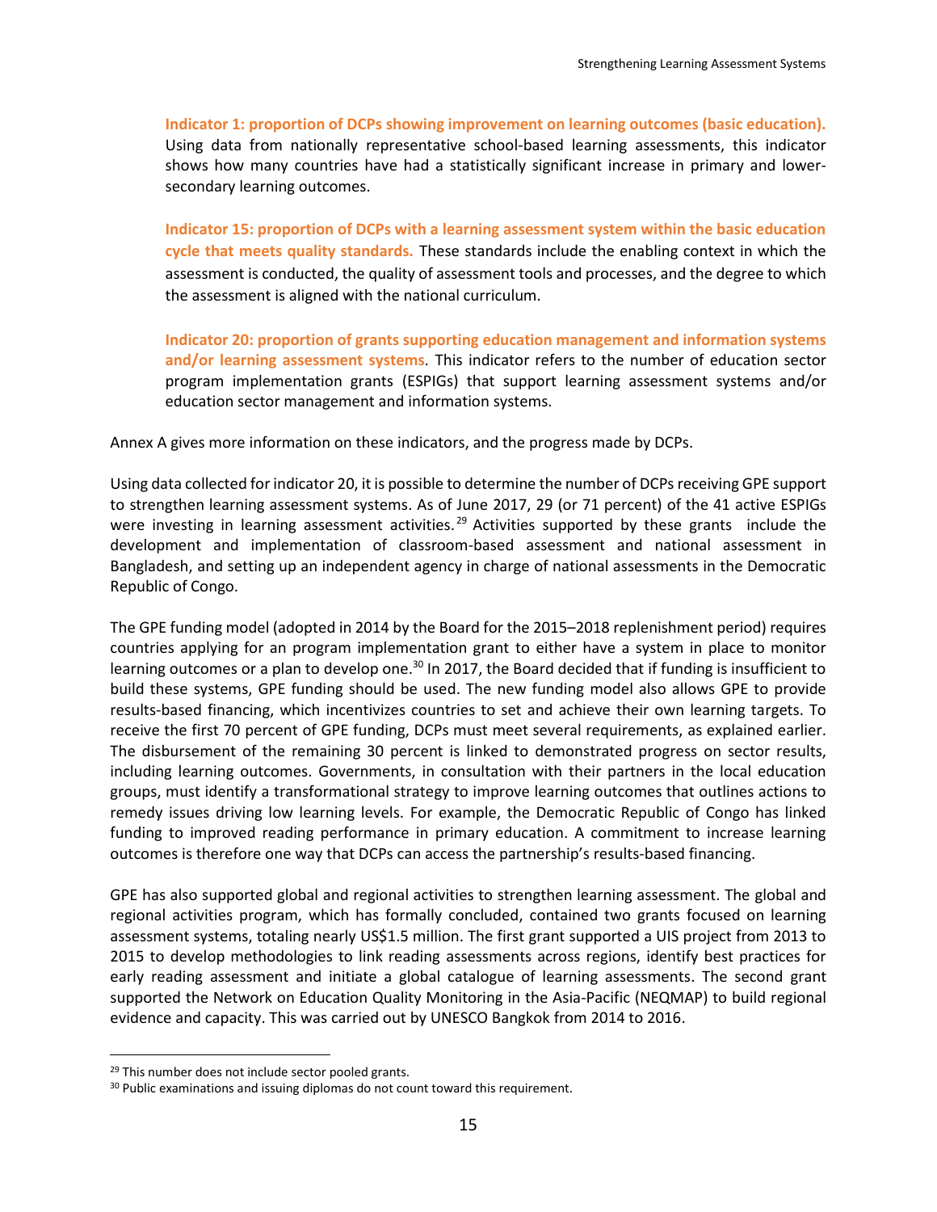**Indicator 1: proportion of DCPs showing improvement on learning outcomes (basic education).** Using data from nationally representative school-based learning assessments, this indicator shows how many countries have had a statistically significant increase in primary and lower-secondary learning outcomes.

**Indicator 15: proportion of DCPs with a learning assessment system within the basic education cycle that meets quality standards.** These standards include the enabling context in which the assessment is conducted, the quality of assessment tools and processes, and the degree to which the assessment is aligned with the national curriculum.

**Indicator 20: proportion of grants supporting education management and information systems and/or learning assessment systems**. This indicator refers to the number of education sector program implementation grants (ESPIGs) that support learning assessment systems and/or education sector management and information systems.

Annex A gives more information on these indicators, and the progress made by DCPs.

Using data collected for indicator 20, it is possible to determine the number of DCPs receiving GPE support to strengthen learning assessment systems. As of June 2017, 29 (or 71 percent) of the 41 active ESPIGs were investing in learning assessment activities.[29] Activities supported by these grants include the development and implementation of classroom-based assessment and national assessment in Bangladesh, and setting up an independent agency in charge of national assessments in the Democratic Republic of Congo.

The GPE funding model (adopted in 2014 by the Board for the 2015–2018 replenishment period) requires countries applying for an program implementation grant to either have a system in place to monitor learning outcomes or a plan to develop one.[30] In 2017, the Board decided that if funding is insufficient to build these systems, GPE funding should be used. The new funding model also allows GPE to provide results-based financing, which incentivizes countries to set and achieve their own learning targets. To receive the first 70 percent of GPE funding, DCPs must meet several requirements, as explained earlier. The disbursement of the remaining 30 percent is linked to demonstrated progress on sector results, including learning outcomes. Governments, in consultation with their partners in the local education groups, must identify a transformational strategy to improve learning outcomes that outlines actions to remedy issues driving low learning levels. For example, the Democratic Republic of Congo has linked funding to improved reading performance in primary education. A commitment to increase learning outcomes is therefore one way that DCPs can access the partnership's results-based financing.

GPE has also supported global and regional activities to strengthen learning assessment. The global and regional activities program, which has formally concluded, contained two grants focused on learning assessment systems, totaling nearly US$1.5 million. The first grant supported a UIS project from 2013 to 2015 to develop methodologies to link reading assessments across regions, identify best practices for early reading assessment and initiate a global catalogue of learning assessments. The second grant supported the Network on Education Quality Monitoring in the Asia-Pacific (NEQMAP) to build regional evidence and capacity. This was carried out by UNESCO Bangkok from 2014 to 2016.

[29] This number does not include sector pooled grants.

[30] Public examinations and issuing diplomas do not count toward this requirement.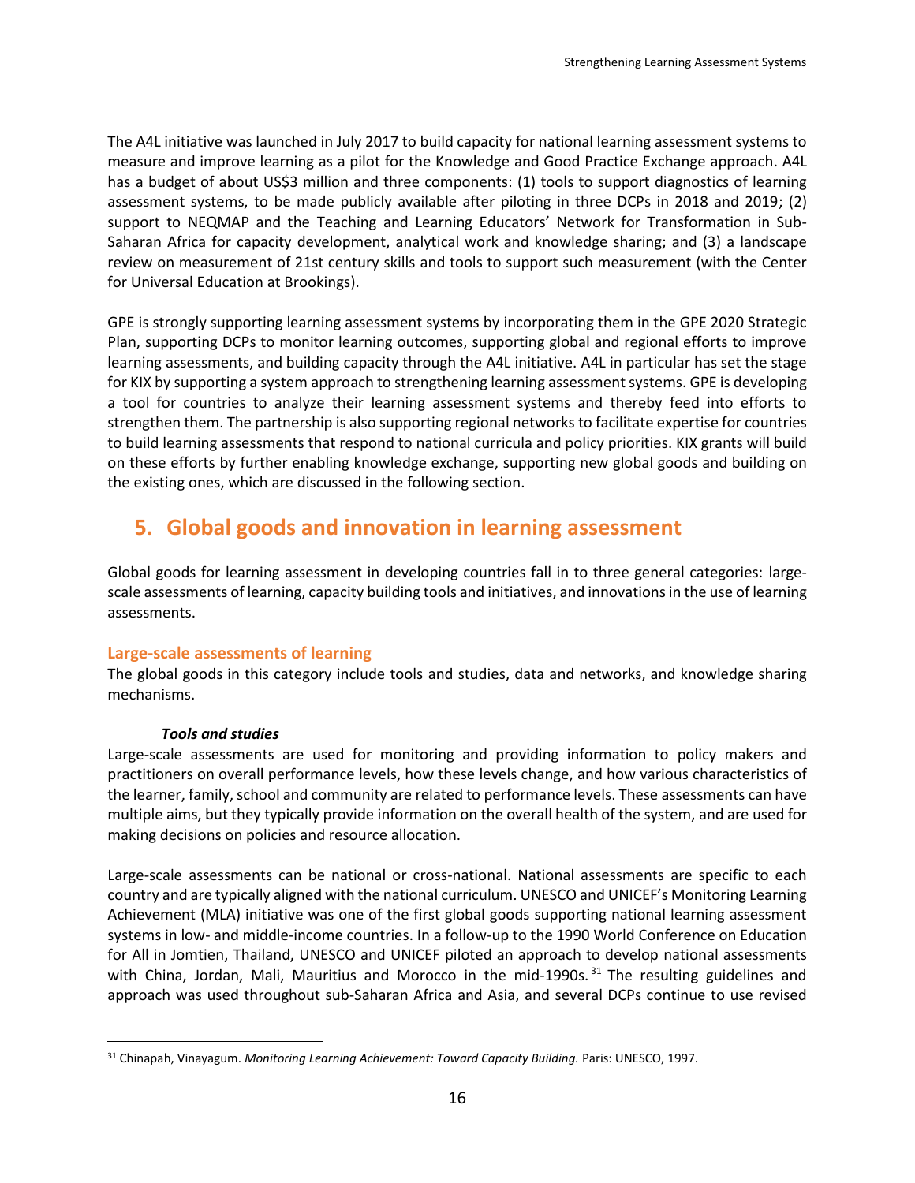The A4L initiative was launched in July 2017 to build capacity for national learning assessment systems to measure and improve learning as a pilot for the Knowledge and Good Practice Exchange approach. A4L has a budget of about US$3 million and three components: (1) tools to support diagnostics of learning assessment systems, to be made publicly available after piloting in three DCPs in 2018 and 2019; (2) support to NEQMAP and the Teaching and Learning Educators' Network for Transformation in Sub-Saharan Africa for capacity development, analytical work and knowledge sharing; and (3) a landscape review on measurement of 21st century skills and tools to support such measurement (with the Center for Universal Education at Brookings).

GPE is strongly supporting learning assessment systems by incorporating them in the GPE 2020 Strategic Plan, supporting DCPs to monitor learning outcomes, supporting global and regional efforts to improve learning assessments, and building capacity through the A4L initiative. A4L in particular has set the stage for KIX by supporting a system approach to strengthening learning assessment systems. GPE is developing a tool for countries to analyze their learning assessment systems and thereby feed into efforts to strengthen them. The partnership is also supporting regional networks to facilitate expertise for countries to build learning assessments that respond to national curricula and policy priorities. KIX grants will build on these efforts by further enabling knowledge exchange, supporting new global goods and building on the existing ones, which are discussed in the following section.

# 5. Global goods and innovation in learning assessment

Global goods for learning assessment in developing countries fall in to three general categories: large-scale assessments of learning, capacity building tools and initiatives, and innovations in the use of learning assessments.

## Large-scale assessments of learning

The global goods in this category include tools and studies, data and networks, and knowledge sharing mechanisms.

### *Tools and studies*

Large-scale assessments are used for monitoring and providing information to policy makers and practitioners on overall performance levels, how these levels change, and how various characteristics of the learner, family, school and community are related to performance levels. These assessments can have multiple aims, but they typically provide information on the overall health of the system, and are used for making decisions on policies and resource allocation.

Large-scale assessments can be national or cross-national. National assessments are specific to each country and are typically aligned with the national curriculum. UNESCO and UNICEF's Monitoring Learning Achievement (MLA) initiative was one of the first global goods supporting national learning assessment systems in low- and middle-income countries. In a follow-up to the 1990 World Conference on Education for All in Jomtien, Thailand, UNESCO and UNICEF piloted an approach to develop national assessments with China, Jordan, Mali, Mauritius and Morocco in the mid-1990s.[31] The resulting guidelines and approach was used throughout sub-Saharan Africa and Asia, and several DCPs continue to use revised

[31] Chinapah, Vinayagum. *Monitoring Learning Achievement: Toward Capacity Building.* Paris: UNESCO, 1997.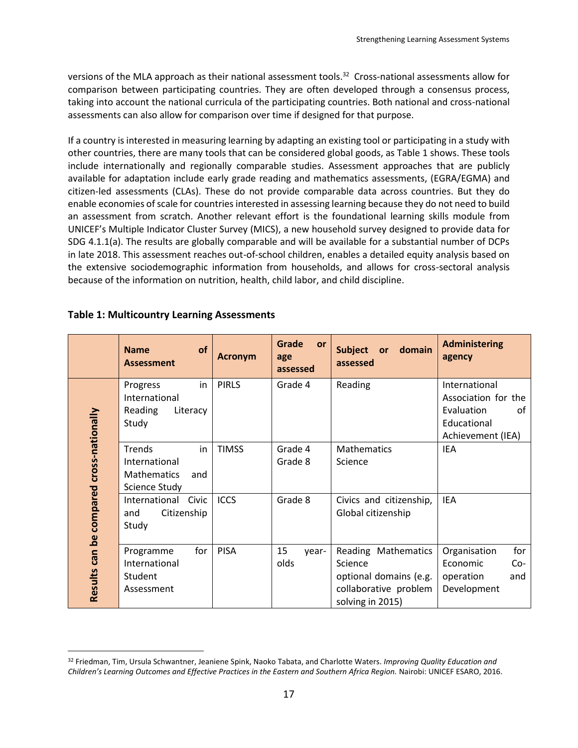versions of the MLA approach as their national assessment tools.[32] Cross-national assessments allow for comparison between participating countries. They are often developed through a consensus process, taking into account the national curricula of the participating countries. Both national and cross-national assessments can also allow for comparison over time if designed for that purpose.

If a country is interested in measuring learning by adapting an existing tool or participating in a study with other countries, there are many tools that can be considered global goods, as Table 1 shows. These tools include internationally and regionally comparable studies. Assessment approaches that are publicly available for adaptation include early grade reading and mathematics assessments, (EGRA/EGMA) and citizen-led assessments (CLAs). These do not provide comparable data across countries. But they do enable economies of scale for countries interested in assessing learning because they do not need to build an assessment from scratch. Another relevant effort is the foundational learning skills module from UNICEF's Multiple Indicator Cluster Survey (MICS), a new household survey designed to provide data for SDG 4.1.1(a). The results are globally comparable and will be available for a substantial number of DCPs in late 2018. This assessment reaches out-of-school children, enables a detailed equity analysis based on the extensive sociodemographic information from households, and allows for cross-sectoral analysis because of the information on nutrition, health, child labor, and child discipline.

**Table 1: Multicountry Learning Assessments**

| | **Name of Assessment** | **Acronym** | **Grade or age assessed** | **Subject or domain assessed** | **Administering agency** |
|---|---|---|---|---|---|
| **Results can be compared cross-nationally** | Progress in International Reading Literacy Study | PIRLS | Grade 4 | Reading | International Association for the Evaluation of Educational Achievement (IEA) |
| | Trends in International Mathematics and Science Study | TIMSS | Grade 4<br>Grade 8 | Mathematics<br>Science | IEA |
| | International Civic and Citizenship Study | ICCS | Grade 8 | Civics and citizenship, Global citizenship | IEA |
| | Programme for International Student Assessment | PISA | 15 year-olds | Reading Mathematics Science optional domains (e.g. collaborative problem solving in 2015) | Organisation for Economic Co-operation and Development |

[32] Friedman, Tim, Ursula Schwantner, Jeaniene Spink, Naoko Tabata, and Charlotte Waters. *Improving Quality Education and Children's Learning Outcomes and Effective Practices in the Eastern and Southern Africa Region.* Nairobi: UNICEF ESARO, 2016.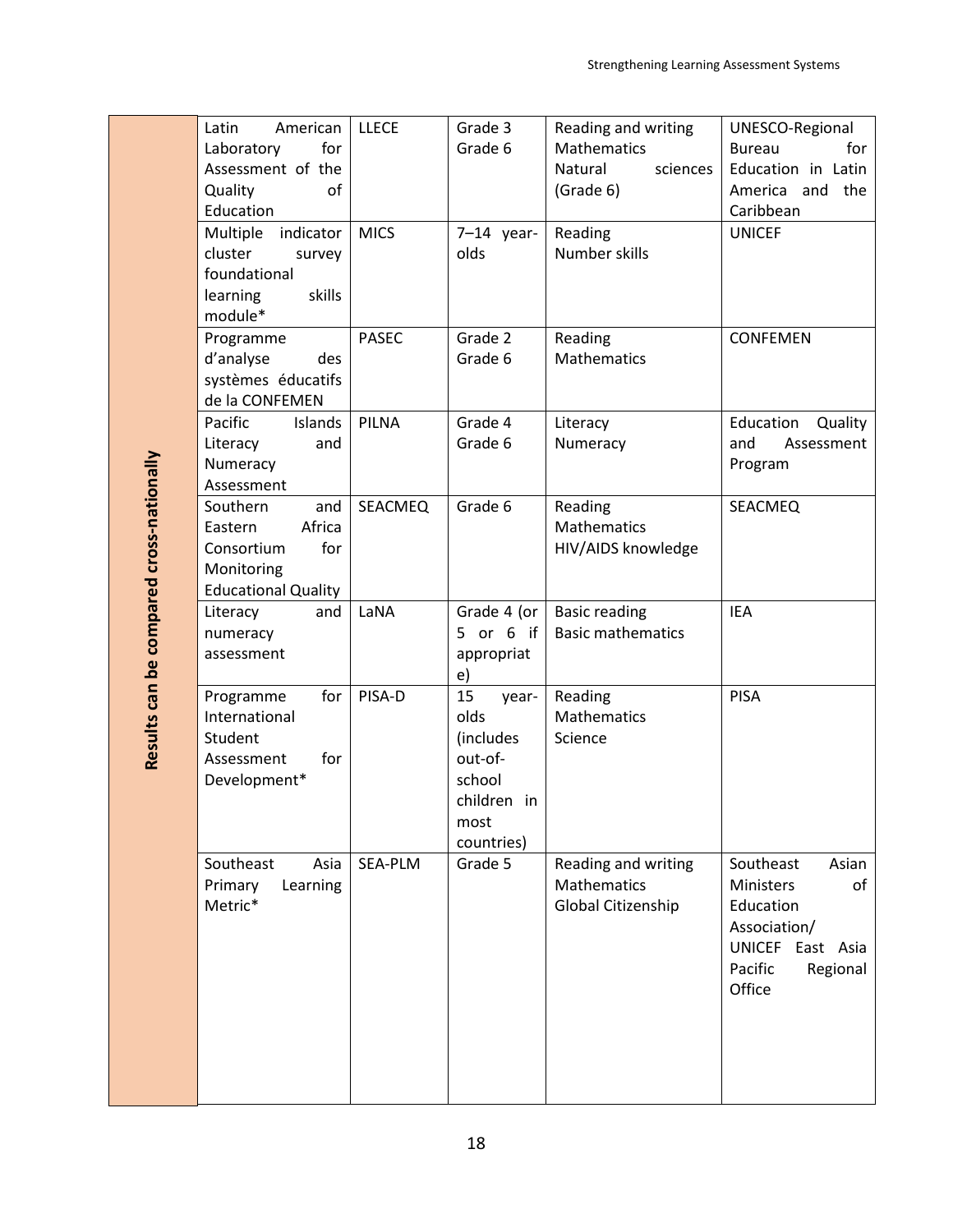| | | | | |
|---|---|---|---|---|
| **Results can be compared cross-nationally** | Latin American Laboratory for Assessment of the Quality of Education | LLECE | Grade 3<br>Grade 6 | Reading and writing<br>Mathematics<br>Natural sciences (Grade 6) | UNESCO-Regional Bureau for Education in Latin America and the Caribbean |
| | Multiple indicator cluster survey foundational learning skills module* | MICS | 7–14 year-olds | Reading<br>Number skills | UNICEF |
| | Programme d'analyse des systèmes éducatifs de la CONFEMEN | PASEC | Grade 2<br>Grade 6 | Reading<br>Mathematics | CONFEMEN |
| | Pacific Islands Literacy and Numeracy Assessment | PILNA | Grade 4<br>Grade 6 | Literacy<br>Numeracy | Education Quality and Assessment Program |
| | Southern and Eastern Africa Consortium for Monitoring Educational Quality | SEACMEQ | Grade 6 | Reading<br>Mathematics<br>HIV/AIDS knowledge | SEACMEQ |
| | Literacy and numeracy assessment | LaNA | Grade 4 (or 5 or 6 if appropriate) | Basic reading<br>Basic mathematics | IEA |
| | Programme for International Student Assessment for Development* | PISA-D | 15 year-olds (includes out-of-school children in most countries) | Reading<br>Mathematics<br>Science | PISA |
| | Southeast Asia Primary Learning Metric* | SEA-PLM | Grade 5 | Reading and writing<br>Mathematics<br>Global Citizenship | Southeast Asian Ministers of Education Association/ UNICEF East Asia Pacific Regional Office |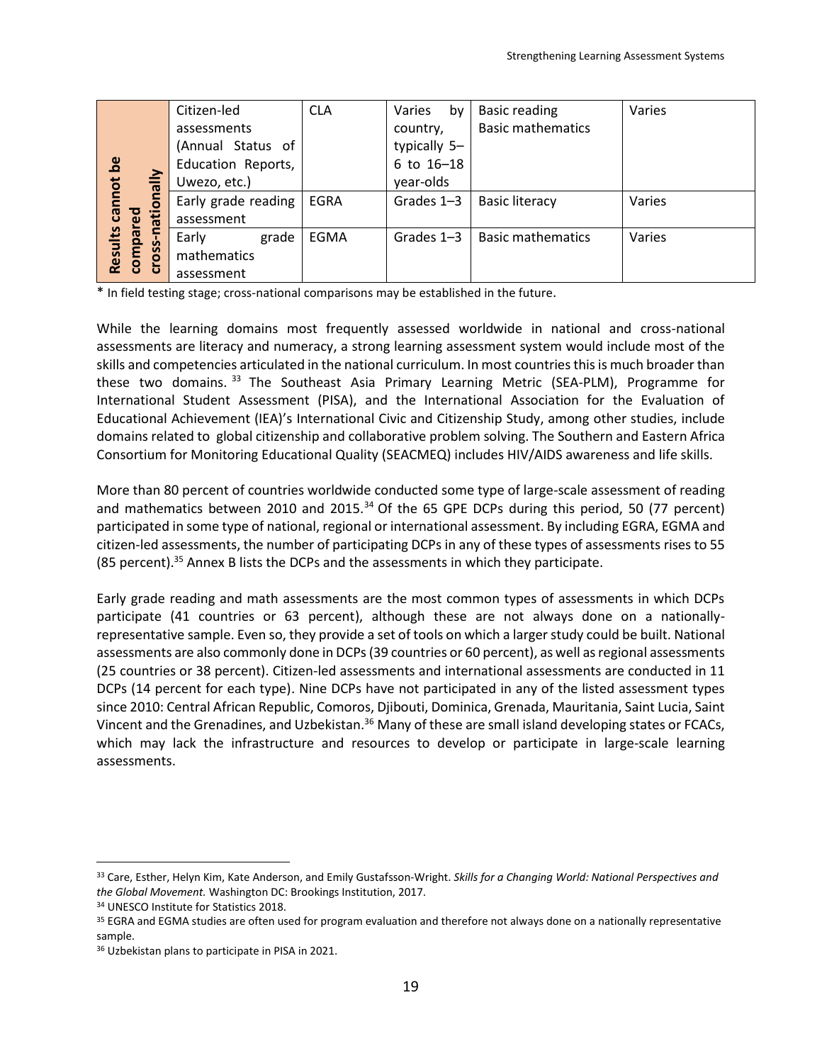| | | | | | |
|---|---|---|---|---|---|
| **Results cannot be compared cross-nationally** | Citizen-led assessments (Annual Status of Education Reports, Uwezo, etc.) | CLA | Varies by country, typically 5–6 to 16–18 year-olds | Basic reading<br>Basic mathematics | Varies |
| | Early grade reading assessment | EGRA | Grades 1–3 | Basic literacy | Varies |
| | Early grade mathematics assessment | EGMA | Grades 1–3 | Basic mathematics | Varies |

* In field testing stage; cross-national comparisons may be established in the future.

While the learning domains most frequently assessed worldwide in national and cross-national assessments are literacy and numeracy, a strong learning assessment system would include most of the skills and competencies articulated in the national curriculum. In most countries this is much broader than these two domains.[33] The Southeast Asia Primary Learning Metric (SEA-PLM), Programme for International Student Assessment (PISA), and the International Association for the Evaluation of Educational Achievement (IEA)'s International Civic and Citizenship Study, among other studies, include domains related to global citizenship and collaborative problem solving. The Southern and Eastern Africa Consortium for Monitoring Educational Quality (SEACMEQ) includes HIV/AIDS awareness and life skills.

More than 80 percent of countries worldwide conducted some type of large-scale assessment of reading and mathematics between 2010 and 2015.[34] Of the 65 GPE DCPs during this period, 50 (77 percent) participated in some type of national, regional or international assessment. By including EGRA, EGMA and citizen-led assessments, the number of participating DCPs in any of these types of assessments rises to 55 (85 percent).[35] Annex B lists the DCPs and the assessments in which they participate.

Early grade reading and math assessments are the most common types of assessments in which DCPs participate (41 countries or 63 percent), although these are not always done on a nationally-representative sample. Even so, they provide a set of tools on which a larger study could be built. National assessments are also commonly done in DCPs (39 countries or 60 percent), as well as regional assessments (25 countries or 38 percent). Citizen-led assessments and international assessments are conducted in 11 DCPs (14 percent for each type). Nine DCPs have not participated in any of the listed assessment types since 2010: Central African Republic, Comoros, Djibouti, Dominica, Grenada, Mauritania, Saint Lucia, Saint Vincent and the Grenadines, and Uzbekistan.[36] Many of these are small island developing states or FCACs, which may lack the infrastructure and resources to develop or participate in large-scale learning assessments.

---

[33] Care, Esther, Helyn Kim, Kate Anderson, and Emily Gustafsson-Wright. *Skills for a Changing World: National Perspectives and the Global Movement.* Washington DC: Brookings Institution, 2017.

[34] UNESCO Institute for Statistics 2018.

[35] EGRA and EGMA studies are often used for program evaluation and therefore not always done on a nationally representative sample.

[36] Uzbekistan plans to participate in PISA in 2021.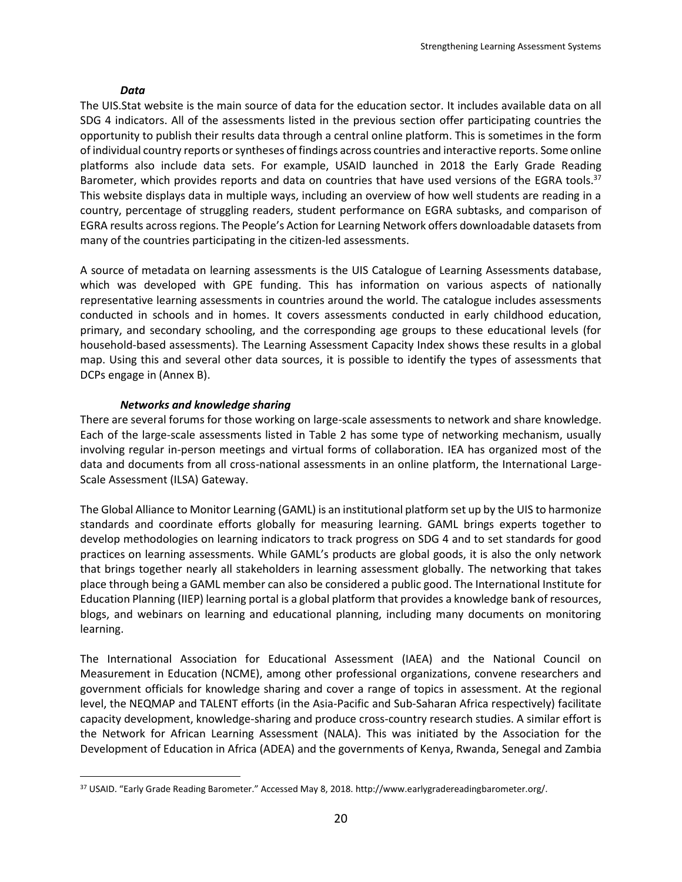#### *Data*

The UIS.Stat website is the main source of data for the education sector. It includes available data on all SDG 4 indicators. All of the assessments listed in the previous section offer participating countries the opportunity to publish their results data through a central online platform. This is sometimes in the form of individual country reports or syntheses of findings across countries and interactive reports. Some online platforms also include data sets. For example, USAID launched in 2018 the Early Grade Reading Barometer, which provides reports and data on countries that have used versions of the EGRA tools.[37] This website displays data in multiple ways, including an overview of how well students are reading in a country, percentage of struggling readers, student performance on EGRA subtasks, and comparison of EGRA results across regions. The People's Action for Learning Network offers downloadable datasets from many of the countries participating in the citizen-led assessments.

A source of metadata on learning assessments is the UIS Catalogue of Learning Assessments database, which was developed with GPE funding. This has information on various aspects of nationally representative learning assessments in countries around the world. The catalogue includes assessments conducted in schools and in homes. It covers assessments conducted in early childhood education, primary, and secondary schooling, and the corresponding age groups to these educational levels (for household-based assessments). The Learning Assessment Capacity Index shows these results in a global map. Using this and several other data sources, it is possible to identify the types of assessments that DCPs engage in (Annex B).

#### *Networks and knowledge sharing*

There are several forums for those working on large-scale assessments to network and share knowledge. Each of the large-scale assessments listed in Table 2 has some type of networking mechanism, usually involving regular in-person meetings and virtual forms of collaboration. IEA has organized most of the data and documents from all cross-national assessments in an online platform, the International Large-Scale Assessment (ILSA) Gateway.

The Global Alliance to Monitor Learning (GAML) is an institutional platform set up by the UIS to harmonize standards and coordinate efforts globally for measuring learning. GAML brings experts together to develop methodologies on learning indicators to track progress on SDG 4 and to set standards for good practices on learning assessments. While GAML's products are global goods, it is also the only network that brings together nearly all stakeholders in learning assessment globally. The networking that takes place through being a GAML member can also be considered a public good. The International Institute for Education Planning (IIEP) learning portal is a global platform that provides a knowledge bank of resources, blogs, and webinars on learning and educational planning, including many documents on monitoring learning.

The International Association for Educational Assessment (IAEA) and the National Council on Measurement in Education (NCME), among other professional organizations, convene researchers and government officials for knowledge sharing and cover a range of topics in assessment. At the regional level, the NEQMAP and TALENT efforts (in the Asia-Pacific and Sub-Saharan Africa respectively) facilitate capacity development, knowledge-sharing and produce cross-country research studies. A similar effort is the Network for African Learning Assessment (NALA). This was initiated by the Association for the Development of Education in Africa (ADEA) and the governments of Kenya, Rwanda, Senegal and Zambia

---

[37] USAID. "Early Grade Reading Barometer." Accessed May 8, 2018. http://www.earlygradereadingbarometer.org/.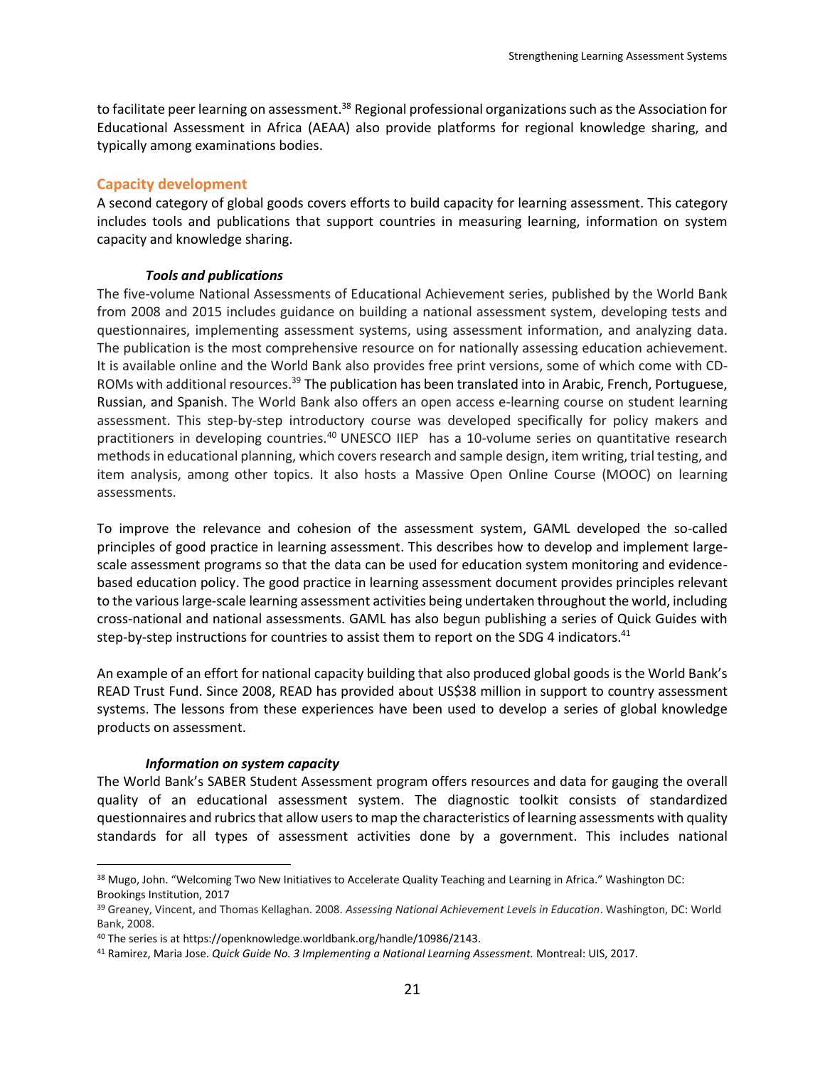to facilitate peer learning on assessment.[38] Regional professional organizations such as the Association for Educational Assessment in Africa (AEAA) also provide platforms for regional knowledge sharing, and typically among examinations bodies.

## Capacity development

A second category of global goods covers efforts to build capacity for learning assessment. This category includes tools and publications that support countries in measuring learning, information on system capacity and knowledge sharing.

### *Tools and publications*

The five-volume National Assessments of Educational Achievement series, published by the World Bank from 2008 and 2015 includes guidance on building a national assessment system, developing tests and questionnaires, implementing assessment systems, using assessment information, and analyzing data. The publication is the most comprehensive resource on for nationally assessing education achievement. It is available online and the World Bank also provides free print versions, some of which come with CD-ROMs with additional resources.[39] The publication has been translated into Arabic, French, Portuguese, Russian, and Spanish. The World Bank also offers an open access e-learning course on student learning assessment. This step-by-step introductory course was developed specifically for policy makers and practitioners in developing countries.[40] UNESCO IIEP has a 10-volume series on quantitative research methods in educational planning, which covers research and sample design, item writing, trial testing, and item analysis, among other topics. It also hosts a Massive Open Online Course (MOOC) on learning assessments.

To improve the relevance and cohesion of the assessment system, GAML developed the so-called principles of good practice in learning assessment. This describes how to develop and implement large-scale assessment programs so that the data can be used for education system monitoring and evidence-based education policy. The good practice in learning assessment document provides principles relevant to the various large-scale learning assessment activities being undertaken throughout the world, including cross-national and national assessments. GAML has also begun publishing a series of Quick Guides with step-by-step instructions for countries to assist them to report on the SDG 4 indicators.[41]

An example of an effort for national capacity building that also produced global goods is the World Bank's READ Trust Fund. Since 2008, READ has provided about US$38 million in support to country assessment systems. The lessons from these experiences have been used to develop a series of global knowledge products on assessment.

### *Information on system capacity*

The World Bank's SABER Student Assessment program offers resources and data for gauging the overall quality of an educational assessment system. The diagnostic toolkit consists of standardized questionnaires and rubrics that allow users to map the characteristics of learning assessments with quality standards for all types of assessment activities done by a government. This includes national

---

[38] Mugo, John. "Welcoming Two New Initiatives to Accelerate Quality Teaching and Learning in Africa." Washington DC: Brookings Institution, 2017

[39] Greaney, Vincent, and Thomas Kellaghan. 2008. *Assessing National Achievement Levels in Education*. Washington, DC: World Bank, 2008.

[40] The series is at https://openknowledge.worldbank.org/handle/10986/2143.

[41] Ramirez, Maria Jose. *Quick Guide No. 3 Implementing a National Learning Assessment.* Montreal: UIS, 2017.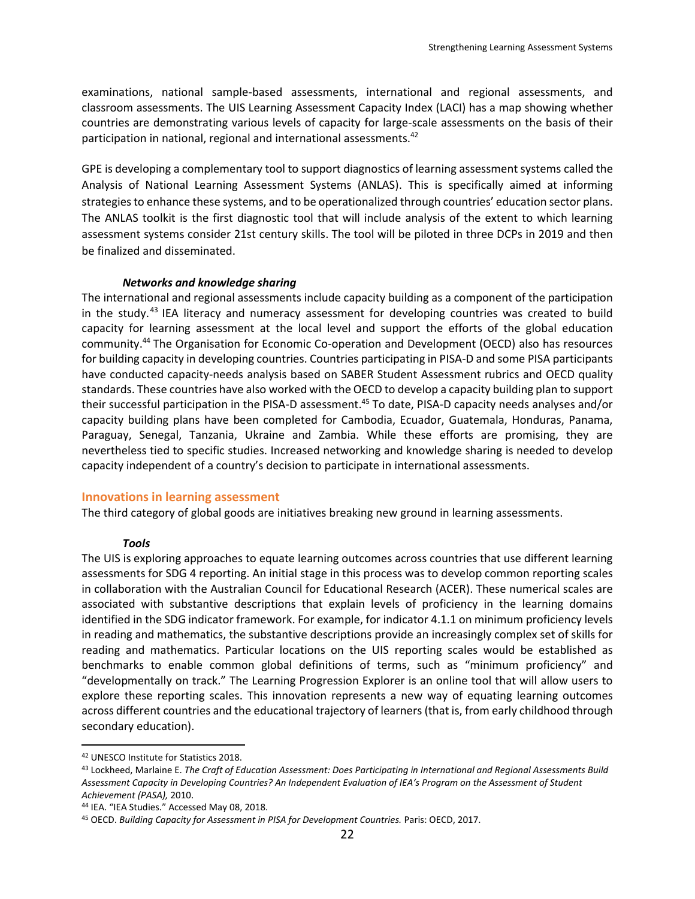examinations, national sample-based assessments, international and regional assessments, and classroom assessments. The UIS Learning Assessment Capacity Index (LACI) has a map showing whether countries are demonstrating various levels of capacity for large-scale assessments on the basis of their participation in national, regional and international assessments.[42]

GPE is developing a complementary tool to support diagnostics of learning assessment systems called the Analysis of National Learning Assessment Systems (ANLAS). This is specifically aimed at informing strategies to enhance these systems, and to be operationalized through countries' education sector plans. The ANLAS toolkit is the first diagnostic tool that will include analysis of the extent to which learning assessment systems consider 21st century skills. The tool will be piloted in three DCPs in 2019 and then be finalized and disseminated.

#### *Networks and knowledge sharing*

The international and regional assessments include capacity building as a component of the participation in the study.[43] IEA literacy and numeracy assessment for developing countries was created to build capacity for learning assessment at the local level and support the efforts of the global education community.[44] The Organisation for Economic Co-operation and Development (OECD) also has resources for building capacity in developing countries. Countries participating in PISA-D and some PISA participants have conducted capacity-needs analysis based on SABER Student Assessment rubrics and OECD quality standards. These countries have also worked with the OECD to develop a capacity building plan to support their successful participation in the PISA-D assessment.[45] To date, PISA-D capacity needs analyses and/or capacity building plans have been completed for Cambodia, Ecuador, Guatemala, Honduras, Panama, Paraguay, Senegal, Tanzania, Ukraine and Zambia. While these efforts are promising, they are nevertheless tied to specific studies. Increased networking and knowledge sharing is needed to develop capacity independent of a country's decision to participate in international assessments.

### Innovations in learning assessment

The third category of global goods are initiatives breaking new ground in learning assessments.

#### *Tools*

The UIS is exploring approaches to equate learning outcomes across countries that use different learning assessments for SDG 4 reporting. An initial stage in this process was to develop common reporting scales in collaboration with the Australian Council for Educational Research (ACER). These numerical scales are associated with substantive descriptions that explain levels of proficiency in the learning domains identified in the SDG indicator framework. For example, for indicator 4.1.1 on minimum proficiency levels in reading and mathematics, the substantive descriptions provide an increasingly complex set of skills for reading and mathematics. Particular locations on the UIS reporting scales would be established as benchmarks to enable common global definitions of terms, such as "minimum proficiency" and "developmentally on track." The Learning Progression Explorer is an online tool that will allow users to explore these reporting scales. This innovation represents a new way of equating learning outcomes across different countries and the educational trajectory of learners (that is, from early childhood through secondary education).

---

[42] UNESCO Institute for Statistics 2018.

[43] Lockheed, Marlaine E. *The Craft of Education Assessment: Does Participating in International and Regional Assessments Build Assessment Capacity in Developing Countries? An Independent Evaluation of IEA's Program on the Assessment of Student Achievement (PASA),* 2010.

[44] IEA. "IEA Studies." Accessed May 08, 2018.

[45] OECD. *Building Capacity for Assessment in PISA for Development Countries.* Paris: OECD, 2017.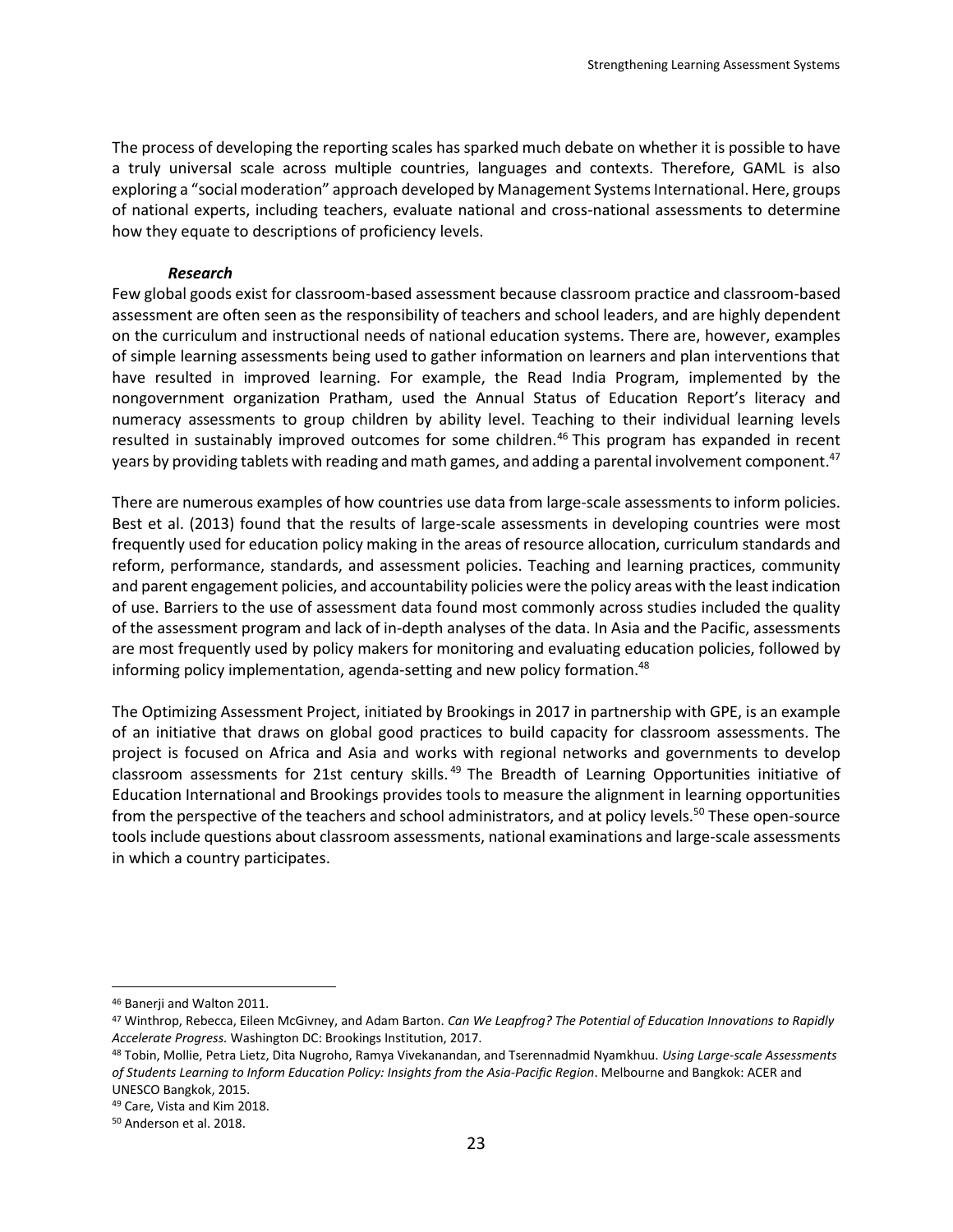The process of developing the reporting scales has sparked much debate on whether it is possible to have a truly universal scale across multiple countries, languages and contexts. Therefore, GAML is also exploring a "social moderation" approach developed by Management Systems International. Here, groups of national experts, including teachers, evaluate national and cross-national assessments to determine how they equate to descriptions of proficiency levels.

***Research***

Few global goods exist for classroom-based assessment because classroom practice and classroom-based assessment are often seen as the responsibility of teachers and school leaders, and are highly dependent on the curriculum and instructional needs of national education systems. There are, however, examples of simple learning assessments being used to gather information on learners and plan interventions that have resulted in improved learning. For example, the Read India Program, implemented by the nongovernment organization Pratham, used the Annual Status of Education Report's literacy and numeracy assessments to group children by ability level. Teaching to their individual learning levels resulted in sustainably improved outcomes for some children.[46] This program has expanded in recent years by providing tablets with reading and math games, and adding a parental involvement component.[47]

There are numerous examples of how countries use data from large-scale assessments to inform policies. Best et al. (2013) found that the results of large-scale assessments in developing countries were most frequently used for education policy making in the areas of resource allocation, curriculum standards and reform, performance, standards, and assessment policies. Teaching and learning practices, community and parent engagement policies, and accountability policies were the policy areas with the least indication of use. Barriers to the use of assessment data found most commonly across studies included the quality of the assessment program and lack of in-depth analyses of the data. In Asia and the Pacific, assessments are most frequently used by policy makers for monitoring and evaluating education policies, followed by informing policy implementation, agenda-setting and new policy formation.[48]

The Optimizing Assessment Project, initiated by Brookings in 2017 in partnership with GPE, is an example of an initiative that draws on global good practices to build capacity for classroom assessments. The project is focused on Africa and Asia and works with regional networks and governments to develop classroom assessments for 21st century skills.[49] The Breadth of Learning Opportunities initiative of Education International and Brookings provides tools to measure the alignment in learning opportunities from the perspective of the teachers and school administrators, and at policy levels.[50] These open-source tools include questions about classroom assessments, national examinations and large-scale assessments in which a country participates.

---

[46] Banerji and Walton 2011.

[47] Winthrop, Rebecca, Eileen McGivney, and Adam Barton. *Can We Leapfrog? The Potential of Education Innovations to Rapidly Accelerate Progress.* Washington DC: Brookings Institution, 2017.

[48] Tobin, Mollie, Petra Lietz, Dita Nugroho, Ramya Vivekanandan, and Tserennadmid Nyamkhuu. *Using Large-scale Assessments of Students Learning to Inform Education Policy: Insights from the Asia-Pacific Region*. Melbourne and Bangkok: ACER and UNESCO Bangkok, 2015.

[49] Care, Vista and Kim 2018.

[50] Anderson et al. 2018.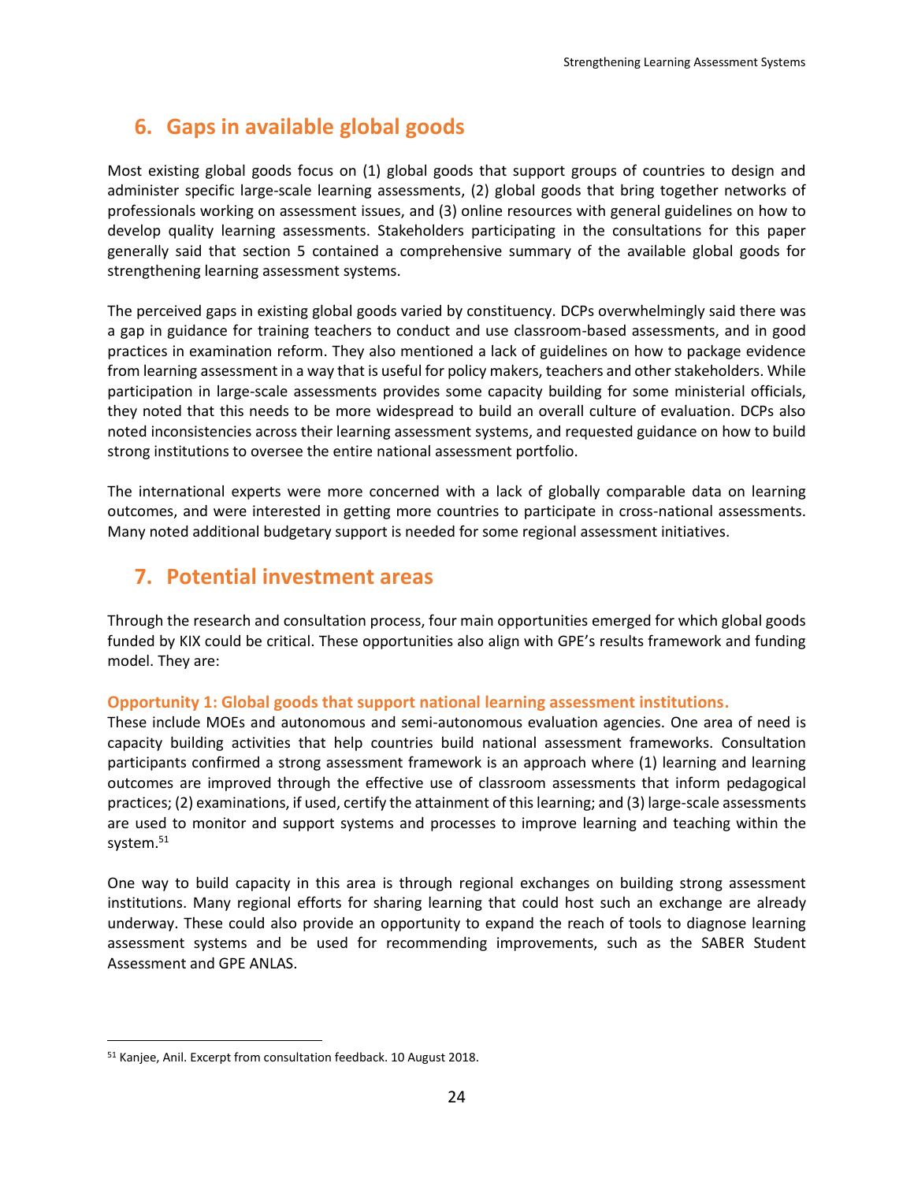## 6. Gaps in available global goods

Most existing global goods focus on (1) global goods that support groups of countries to design and administer specific large-scale learning assessments, (2) global goods that bring together networks of professionals working on assessment issues, and (3) online resources with general guidelines on how to develop quality learning assessments. Stakeholders participating in the consultations for this paper generally said that section 5 contained a comprehensive summary of the available global goods for strengthening learning assessment systems.

The perceived gaps in existing global goods varied by constituency. DCPs overwhelmingly said there was a gap in guidance for training teachers to conduct and use classroom-based assessments, and in good practices in examination reform. They also mentioned a lack of guidelines on how to package evidence from learning assessment in a way that is useful for policy makers, teachers and other stakeholders. While participation in large-scale assessments provides some capacity building for some ministerial officials, they noted that this needs to be more widespread to build an overall culture of evaluation. DCPs also noted inconsistencies across their learning assessment systems, and requested guidance on how to build strong institutions to oversee the entire national assessment portfolio.

The international experts were more concerned with a lack of globally comparable data on learning outcomes, and were interested in getting more countries to participate in cross-national assessments. Many noted additional budgetary support is needed for some regional assessment initiatives.

## 7. Potential investment areas

Through the research and consultation process, four main opportunities emerged for which global goods funded by KIX could be critical. These opportunities also align with GPE's results framework and funding model. They are:

### Opportunity 1: Global goods that support national learning assessment institutions.

These include MOEs and autonomous and semi-autonomous evaluation agencies. One area of need is capacity building activities that help countries build national assessment frameworks. Consultation participants confirmed a strong assessment framework is an approach where (1) learning and learning outcomes are improved through the effective use of classroom assessments that inform pedagogical practices; (2) examinations, if used, certify the attainment of this learning; and (3) large-scale assessments are used to monitor and support systems and processes to improve learning and teaching within the system.[51]

One way to build capacity in this area is through regional exchanges on building strong assessment institutions. Many regional efforts for sharing learning that could host such an exchange are already underway. These could also provide an opportunity to expand the reach of tools to diagnose learning assessment systems and be used for recommending improvements, such as the SABER Student Assessment and GPE ANLAS.

---

[51] Kanjee, Anil. Excerpt from consultation feedback. 10 August 2018.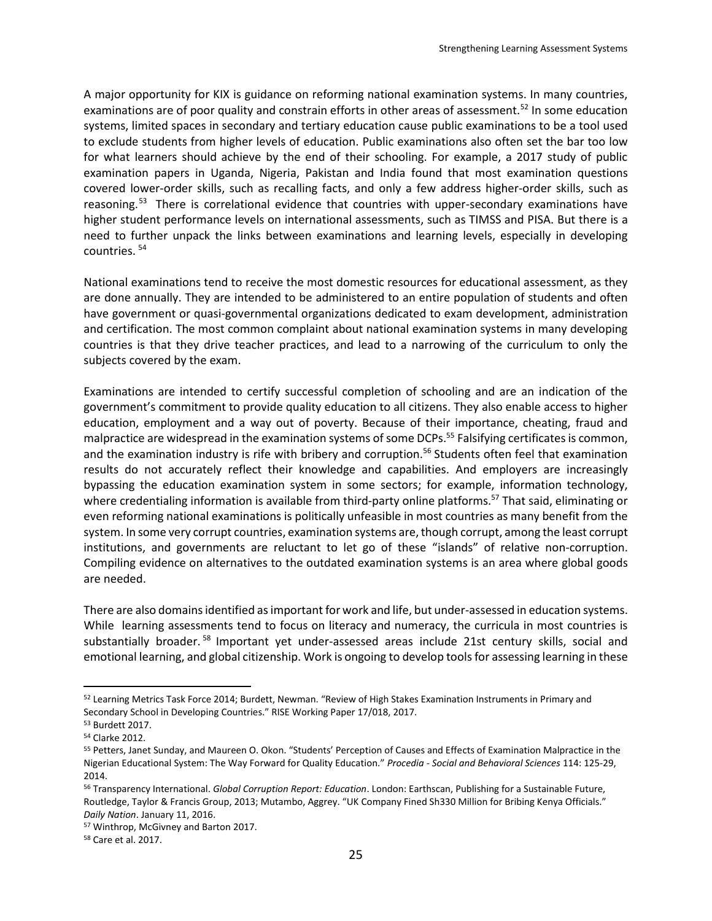A major opportunity for KIX is guidance on reforming national examination systems. In many countries, examinations are of poor quality and constrain efforts in other areas of assessment.[52] In some education systems, limited spaces in secondary and tertiary education cause public examinations to be a tool used to exclude students from higher levels of education. Public examinations also often set the bar too low for what learners should achieve by the end of their schooling. For example, a 2017 study of public examination papers in Uganda, Nigeria, Pakistan and India found that most examination questions covered lower-order skills, such as recalling facts, and only a few address higher-order skills, such as reasoning.[53] There is correlational evidence that countries with upper-secondary examinations have higher student performance levels on international assessments, such as TIMSS and PISA. But there is a need to further unpack the links between examinations and learning levels, especially in developing countries.[54]

National examinations tend to receive the most domestic resources for educational assessment, as they are done annually. They are intended to be administered to an entire population of students and often have government or quasi-governmental organizations dedicated to exam development, administration and certification. The most common complaint about national examination systems in many developing countries is that they drive teacher practices, and lead to a narrowing of the curriculum to only the subjects covered by the exam.

Examinations are intended to certify successful completion of schooling and are an indication of the government's commitment to provide quality education to all citizens. They also enable access to higher education, employment and a way out of poverty. Because of their importance, cheating, fraud and malpractice are widespread in the examination systems of some DCPs.[55] Falsifying certificates is common, and the examination industry is rife with bribery and corruption.[56] Students often feel that examination results do not accurately reflect their knowledge and capabilities. And employers are increasingly bypassing the education examination system in some sectors; for example, information technology, where credentialing information is available from third-party online platforms.[57] That said, eliminating or even reforming national examinations is politically unfeasible in most countries as many benefit from the system. In some very corrupt countries, examination systems are, though corrupt, among the least corrupt institutions, and governments are reluctant to let go of these "islands" of relative non-corruption. Compiling evidence on alternatives to the outdated examination systems is an area where global goods are needed.

There are also domains identified as important for work and life, but under-assessed in education systems. While learning assessments tend to focus on literacy and numeracy, the curricula in most countries is substantially broader.[58] Important yet under-assessed areas include 21st century skills, social and emotional learning, and global citizenship. Work is ongoing to develop tools for assessing learning in these

---

[52] Learning Metrics Task Force 2014; Burdett, Newman. "Review of High Stakes Examination Instruments in Primary and Secondary School in Developing Countries." RISE Working Paper 17/018, 2017.

[53] Burdett 2017.

[54] Clarke 2012.

[55] Petters, Janet Sunday, and Maureen O. Okon. "Students' Perception of Causes and Effects of Examination Malpractice in the Nigerian Educational System: The Way Forward for Quality Education." *Procedia - Social and Behavioral Sciences* 114: 125-29, 2014.

[56] Transparency International. *Global Corruption Report: Education*. London: Earthscan, Publishing for a Sustainable Future, Routledge, Taylor & Francis Group, 2013; Mutambo, Aggrey. "UK Company Fined Sh330 Million for Bribing Kenya Officials." *Daily Nation*. January 11, 2016.

[57] Winthrop, McGivney and Barton 2017.

[58] Care et al. 2017.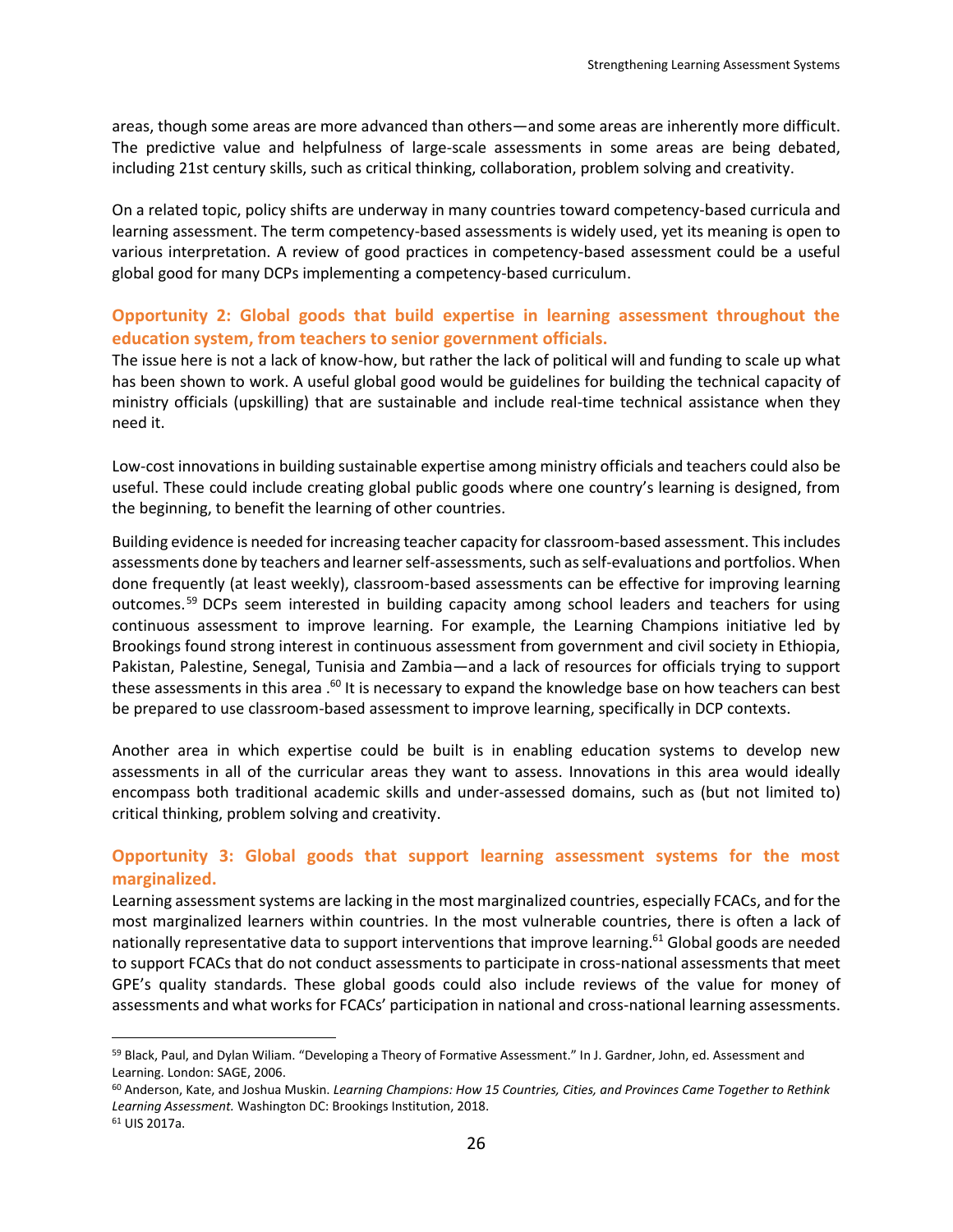areas, though some areas are more advanced than others—and some areas are inherently more difficult. The predictive value and helpfulness of large-scale assessments in some areas are being debated, including 21st century skills, such as critical thinking, collaboration, problem solving and creativity.

On a related topic, policy shifts are underway in many countries toward competency-based curricula and learning assessment. The term competency-based assessments is widely used, yet its meaning is open to various interpretation. A review of good practices in competency-based assessment could be a useful global good for many DCPs implementing a competency-based curriculum.

### Opportunity 2: Global goods that build expertise in learning assessment throughout the education system, from teachers to senior government officials.

The issue here is not a lack of know-how, but rather the lack of political will and funding to scale up what has been shown to work. A useful global good would be guidelines for building the technical capacity of ministry officials (upskilling) that are sustainable and include real-time technical assistance when they need it.

Low-cost innovations in building sustainable expertise among ministry officials and teachers could also be useful. These could include creating global public goods where one country's learning is designed, from the beginning, to benefit the learning of other countries.

Building evidence is needed for increasing teacher capacity for classroom-based assessment. This includes assessments done by teachers and learner self-assessments, such as self-evaluations and portfolios. When done frequently (at least weekly), classroom-based assessments can be effective for improving learning outcomes.[59] DCPs seem interested in building capacity among school leaders and teachers for using continuous assessment to improve learning. For example, the Learning Champions initiative led by Brookings found strong interest in continuous assessment from government and civil society in Ethiopia, Pakistan, Palestine, Senegal, Tunisia and Zambia—and a lack of resources for officials trying to support these assessments in this area .[60] It is necessary to expand the knowledge base on how teachers can best be prepared to use classroom-based assessment to improve learning, specifically in DCP contexts.

Another area in which expertise could be built is in enabling education systems to develop new assessments in all of the curricular areas they want to assess. Innovations in this area would ideally encompass both traditional academic skills and under-assessed domains, such as (but not limited to) critical thinking, problem solving and creativity.

### Opportunity 3: Global goods that support learning assessment systems for the most marginalized.

Learning assessment systems are lacking in the most marginalized countries, especially FCACs, and for the most marginalized learners within countries. In the most vulnerable countries, there is often a lack of nationally representative data to support interventions that improve learning.[61] Global goods are needed to support FCACs that do not conduct assessments to participate in cross-national assessments that meet GPE's quality standards. These global goods could also include reviews of the value for money of assessments and what works for FCACs' participation in national and cross-national learning assessments.

---

[59] Black, Paul, and Dylan Wiliam. "Developing a Theory of Formative Assessment." In J. Gardner, John, ed. Assessment and Learning. London: SAGE, 2006.

[60] Anderson, Kate, and Joshua Muskin. *Learning Champions: How 15 Countries, Cities, and Provinces Came Together to Rethink Learning Assessment.* Washington DC: Brookings Institution, 2018.

[61] UIS 2017a.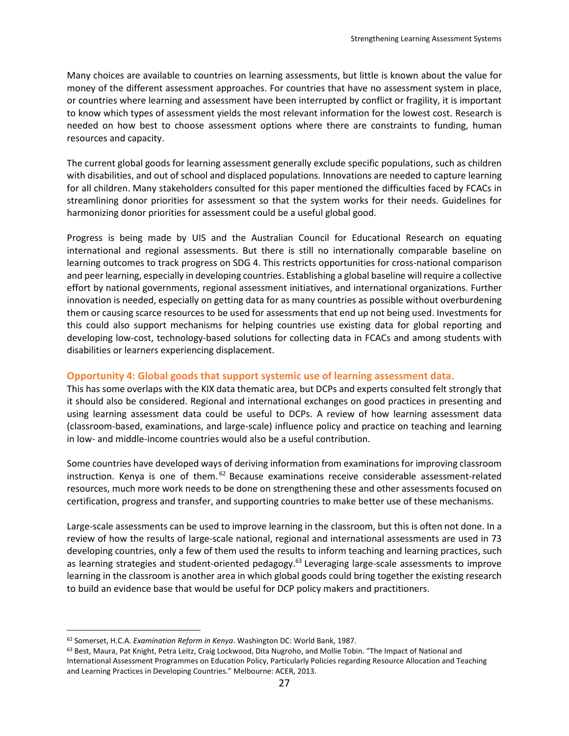Many choices are available to countries on learning assessments, but little is known about the value for money of the different assessment approaches. For countries that have no assessment system in place, or countries where learning and assessment have been interrupted by conflict or fragility, it is important to know which types of assessment yields the most relevant information for the lowest cost. Research is needed on how best to choose assessment options where there are constraints to funding, human resources and capacity.

The current global goods for learning assessment generally exclude specific populations, such as children with disabilities, and out of school and displaced populations. Innovations are needed to capture learning for all children. Many stakeholders consulted for this paper mentioned the difficulties faced by FCACs in streamlining donor priorities for assessment so that the system works for their needs. Guidelines for harmonizing donor priorities for assessment could be a useful global good.

Progress is being made by UIS and the Australian Council for Educational Research on equating international and regional assessments. But there is still no internationally comparable baseline on learning outcomes to track progress on SDG 4. This restricts opportunities for cross-national comparison and peer learning, especially in developing countries. Establishing a global baseline will require a collective effort by national governments, regional assessment initiatives, and international organizations. Further innovation is needed, especially on getting data for as many countries as possible without overburdening them or causing scarce resources to be used for assessments that end up not being used. Investments for this could also support mechanisms for helping countries use existing data for global reporting and developing low-cost, technology-based solutions for collecting data in FCACs and among students with disabilities or learners experiencing displacement.

### Opportunity 4: Global goods that support systemic use of learning assessment data.

This has some overlaps with the KIX data thematic area, but DCPs and experts consulted felt strongly that it should also be considered. Regional and international exchanges on good practices in presenting and using learning assessment data could be useful to DCPs. A review of how learning assessment data (classroom-based, examinations, and large-scale) influence policy and practice on teaching and learning in low- and middle-income countries would also be a useful contribution.

Some countries have developed ways of deriving information from examinations for improving classroom instruction. Kenya is one of them.[62] Because examinations receive considerable assessment-related resources, much more work needs to be done on strengthening these and other assessments focused on certification, progress and transfer, and supporting countries to make better use of these mechanisms.

Large-scale assessments can be used to improve learning in the classroom, but this is often not done. In a review of how the results of large-scale national, regional and international assessments are used in 73 developing countries, only a few of them used the results to inform teaching and learning practices, such as learning strategies and student-oriented pedagogy.[63] Leveraging large-scale assessments to improve learning in the classroom is another area in which global goods could bring together the existing research to build an evidence base that would be useful for DCP policy makers and practitioners.

---

[62] Somerset, H.C.A. *Examination Reform in Kenya*. Washington DC: World Bank, 1987.

[63] Best, Maura, Pat Knight, Petra Leitz, Craig Lockwood, Dita Nugroho, and Mollie Tobin. "The Impact of National and International Assessment Programmes on Education Policy, Particularly Policies regarding Resource Allocation and Teaching and Learning Practices in Developing Countries." Melbourne: ACER, 2013.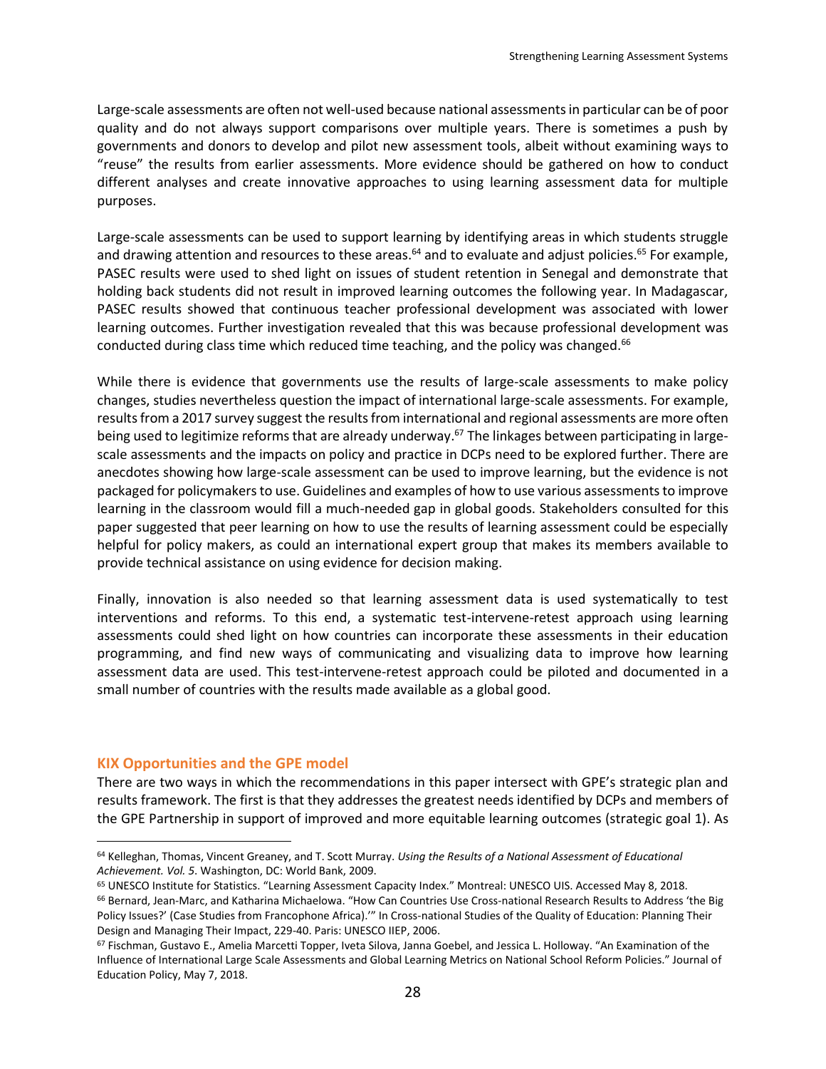Large-scale assessments are often not well-used because national assessments in particular can be of poor quality and do not always support comparisons over multiple years. There is sometimes a push by governments and donors to develop and pilot new assessment tools, albeit without examining ways to "reuse" the results from earlier assessments. More evidence should be gathered on how to conduct different analyses and create innovative approaches to using learning assessment data for multiple purposes.

Large-scale assessments can be used to support learning by identifying areas in which students struggle and drawing attention and resources to these areas.[64] and to evaluate and adjust policies.[65] For example, PASEC results were used to shed light on issues of student retention in Senegal and demonstrate that holding back students did not result in improved learning outcomes the following year. In Madagascar, PASEC results showed that continuous teacher professional development was associated with lower learning outcomes. Further investigation revealed that this was because professional development was conducted during class time which reduced time teaching, and the policy was changed.[66]

While there is evidence that governments use the results of large-scale assessments to make policy changes, studies nevertheless question the impact of international large-scale assessments. For example, results from a 2017 survey suggest the results from international and regional assessments are more often being used to legitimize reforms that are already underway.[67] The linkages between participating in large-scale assessments and the impacts on policy and practice in DCPs need to be explored further. There are anecdotes showing how large-scale assessment can be used to improve learning, but the evidence is not packaged for policymakers to use. Guidelines and examples of how to use various assessments to improve learning in the classroom would fill a much-needed gap in global goods. Stakeholders consulted for this paper suggested that peer learning on how to use the results of learning assessment could be especially helpful for policy makers, as could an international expert group that makes its members available to provide technical assistance on using evidence for decision making.

Finally, innovation is also needed so that learning assessment data is used systematically to test interventions and reforms. To this end, a systematic test-intervene-retest approach using learning assessments could shed light on how countries can incorporate these assessments in their education programming, and find new ways of communicating and visualizing data to improve how learning assessment data are used. This test-intervene-retest approach could be piloted and documented in a small number of countries with the results made available as a global good.

### KIX Opportunities and the GPE model

There are two ways in which the recommendations in this paper intersect with GPE's strategic plan and results framework. The first is that they addresses the greatest needs identified by DCPs and members of the GPE Partnership in support of improved and more equitable learning outcomes (strategic goal 1). As

---

[64] Kelleghan, Thomas, Vincent Greaney, and T. Scott Murray. *Using the Results of a National Assessment of Educational Achievement. Vol. 5*. Washington, DC: World Bank, 2009.

[65] UNESCO Institute for Statistics. "Learning Assessment Capacity Index." Montreal: UNESCO UIS. Accessed May 8, 2018.

[66] Bernard, Jean-Marc, and Katharina Michaelowa. "How Can Countries Use Cross-national Research Results to Address 'the Big Policy Issues?' (Case Studies from Francophone Africa).'" In Cross-national Studies of the Quality of Education: Planning Their Design and Managing Their Impact, 229-40. Paris: UNESCO IIEP, 2006.

[67] Fischman, Gustavo E., Amelia Marcetti Topper, Iveta Silova, Janna Goebel, and Jessica L. Holloway. "An Examination of the Influence of International Large Scale Assessments and Global Learning Metrics on National School Reform Policies." Journal of Education Policy, May 7, 2018.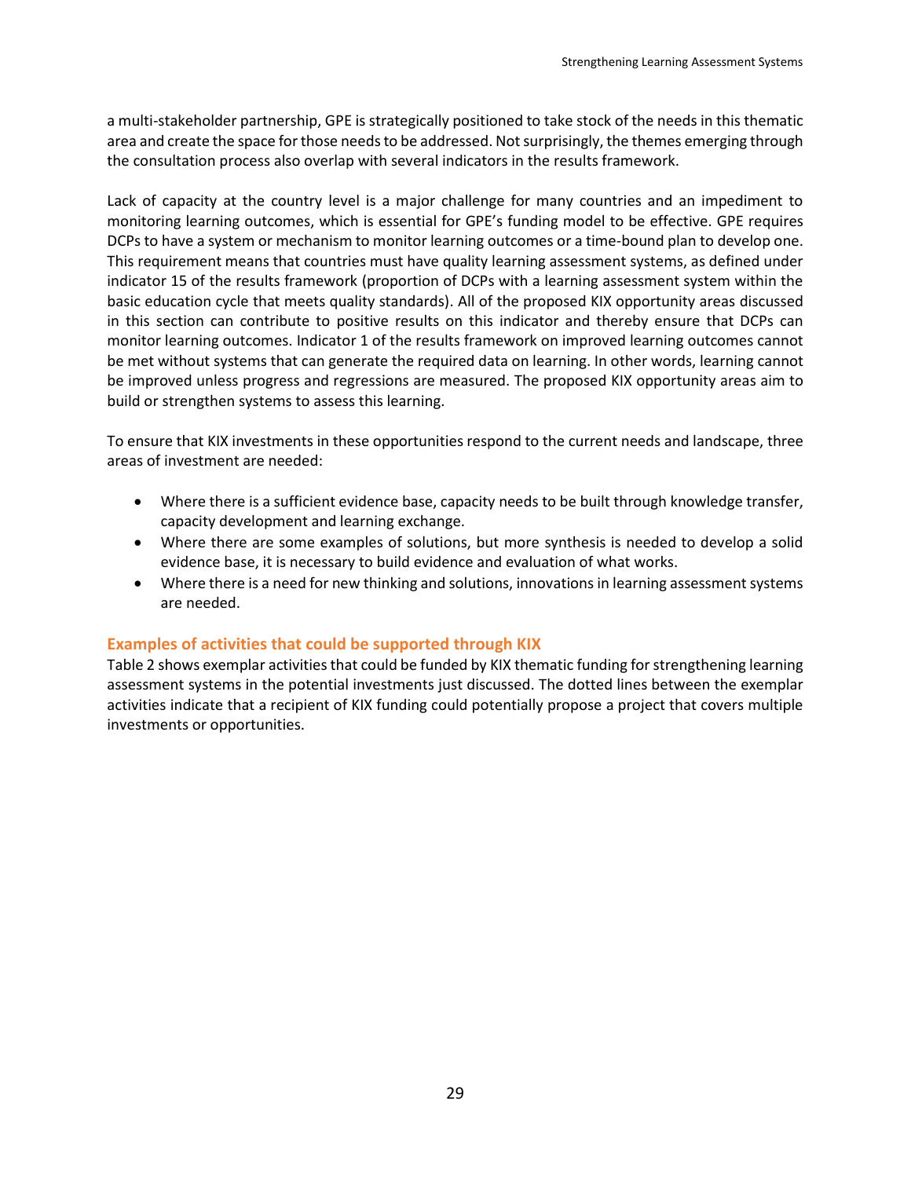a multi-stakeholder partnership, GPE is strategically positioned to take stock of the needs in this thematic area and create the space for those needs to be addressed. Not surprisingly, the themes emerging through the consultation process also overlap with several indicators in the results framework.

Lack of capacity at the country level is a major challenge for many countries and an impediment to monitoring learning outcomes, which is essential for GPE's funding model to be effective. GPE requires DCPs to have a system or mechanism to monitor learning outcomes or a time-bound plan to develop one. This requirement means that countries must have quality learning assessment systems, as defined under indicator 15 of the results framework (proportion of DCPs with a learning assessment system within the basic education cycle that meets quality standards). All of the proposed KIX opportunity areas discussed in this section can contribute to positive results on this indicator and thereby ensure that DCPs can monitor learning outcomes. Indicator 1 of the results framework on improved learning outcomes cannot be met without systems that can generate the required data on learning. In other words, learning cannot be improved unless progress and regressions are measured. The proposed KIX opportunity areas aim to build or strengthen systems to assess this learning.

To ensure that KIX investments in these opportunities respond to the current needs and landscape, three areas of investment are needed:

- Where there is a sufficient evidence base, capacity needs to be built through knowledge transfer, capacity development and learning exchange.
- Where there are some examples of solutions, but more synthesis is needed to develop a solid evidence base, it is necessary to build evidence and evaluation of what works.
- Where there is a need for new thinking and solutions, innovations in learning assessment systems are needed.

### Examples of activities that could be supported through KIX

Table 2 shows exemplar activities that could be funded by KIX thematic funding for strengthening learning assessment systems in the potential investments just discussed. The dotted lines between the exemplar activities indicate that a recipient of KIX funding could potentially propose a project that covers multiple investments or opportunities.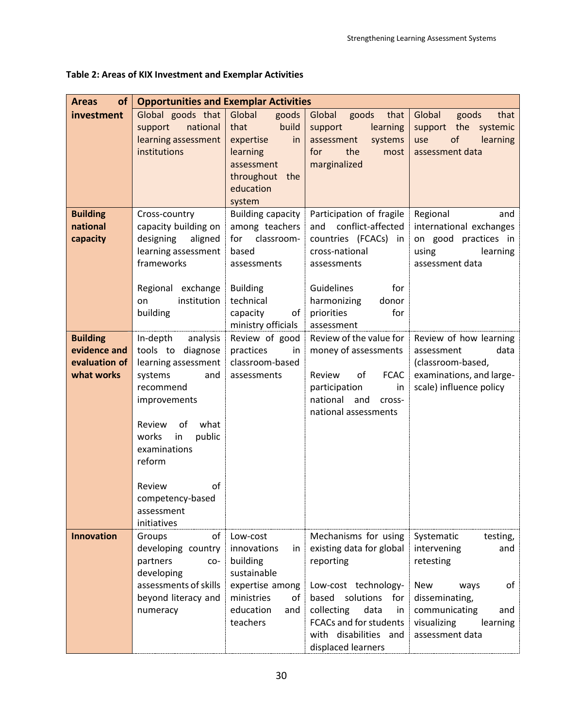**Table 2: Areas of KIX Investment and Exemplar Activities**

| Areas of investment | Opportunities and Exemplar Activities | | | |
|---|---|---|---|---|
| | Global goods that support national learning assessment institutions | Global goods that build expertise in learning assessment throughout the education system | Global goods that support learning assessment systems for the most marginalized | Global goods that support the systemic use of learning assessment data |
| **Building national capacity** | Cross-country capacity building on designing aligned learning assessment frameworks<br><br>Regional exchange on institution building | Building capacity among teachers for classroom-based assessments<br><br>Building technical capacity of ministry officials | Participation of fragile and conflict-affected countries (FCACs) in cross-national assessments<br><br>Guidelines for harmonizing donor priorities for assessment | Regional and international exchanges on good practices in using learning assessment data |
| **Building evidence and evaluation of what works** | In-depth analysis tools to diagnose learning assessment systems and recommend improvements<br><br>Review of what works in public examinations reform<br><br>Review of competency-based assessment initiatives | Review of good practices in classroom-based assessments | Review of the value for money of assessments<br><br>Review of FCAC participation in national and cross-national assessments | Review of how learning assessment data (classroom-based, examinations, and large-scale) influence policy |
| **Innovation** | Groups of developing country partners co-developing assessments of skills beyond literacy and numeracy | Low-cost innovations in building sustainable expertise among ministries of education and teachers | Mechanisms for using existing data for global reporting<br><br>Low-cost technology-based solutions for collecting data in FCACs and for students with disabilities and displaced learners | Systematic testing, intervening and retesting<br><br>New ways of disseminating, communicating and visualizing learning assessment data |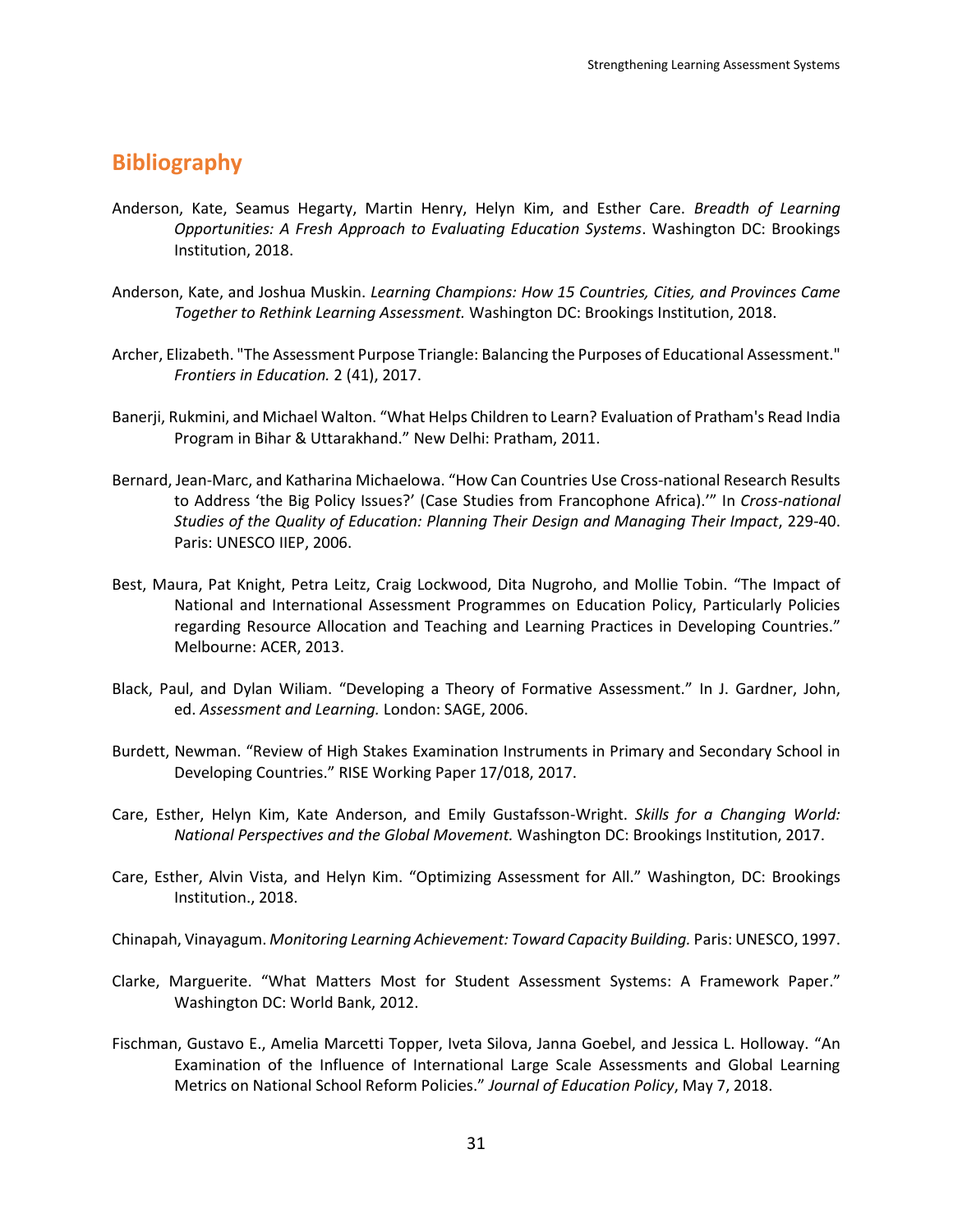## Bibliography

Anderson, Kate, Seamus Hegarty, Martin Henry, Helyn Kim, and Esther Care. *Breadth of Learning Opportunities: A Fresh Approach to Evaluating Education Systems*. Washington DC: Brookings Institution, 2018.

Anderson, Kate, and Joshua Muskin. *Learning Champions: How 15 Countries, Cities, and Provinces Came Together to Rethink Learning Assessment.* Washington DC: Brookings Institution, 2018.

Archer, Elizabeth. "The Assessment Purpose Triangle: Balancing the Purposes of Educational Assessment." *Frontiers in Education.* 2 (41), 2017.

Banerji, Rukmini, and Michael Walton. "What Helps Children to Learn? Evaluation of Pratham's Read India Program in Bihar & Uttarakhand." New Delhi: Pratham, 2011.

Bernard, Jean-Marc, and Katharina Michaelowa. "How Can Countries Use Cross-national Research Results to Address 'the Big Policy Issues?' (Case Studies from Francophone Africa).'" In *Cross-national Studies of the Quality of Education: Planning Their Design and Managing Their Impact*, 229-40. Paris: UNESCO IIEP, 2006.

Best, Maura, Pat Knight, Petra Leitz, Craig Lockwood, Dita Nugroho, and Mollie Tobin. "The Impact of National and International Assessment Programmes on Education Policy, Particularly Policies regarding Resource Allocation and Teaching and Learning Practices in Developing Countries." Melbourne: ACER, 2013.

Black, Paul, and Dylan Wiliam. "Developing a Theory of Formative Assessment." In J. Gardner, John, ed. *Assessment and Learning.* London: SAGE, 2006.

Burdett, Newman. "Review of High Stakes Examination Instruments in Primary and Secondary School in Developing Countries." RISE Working Paper 17/018, 2017.

Care, Esther, Helyn Kim, Kate Anderson, and Emily Gustafsson-Wright. *Skills for a Changing World: National Perspectives and the Global Movement.* Washington DC: Brookings Institution, 2017.

Care, Esther, Alvin Vista, and Helyn Kim. "Optimizing Assessment for All." Washington, DC: Brookings Institution., 2018.

Chinapah, Vinayagum. *Monitoring Learning Achievement: Toward Capacity Building.* Paris: UNESCO, 1997.

Clarke, Marguerite. "What Matters Most for Student Assessment Systems: A Framework Paper." Washington DC: World Bank, 2012.

Fischman, Gustavo E., Amelia Marcetti Topper, Iveta Silova, Janna Goebel, and Jessica L. Holloway. "An Examination of the Influence of International Large Scale Assessments and Global Learning Metrics on National School Reform Policies." *Journal of Education Policy*, May 7, 2018.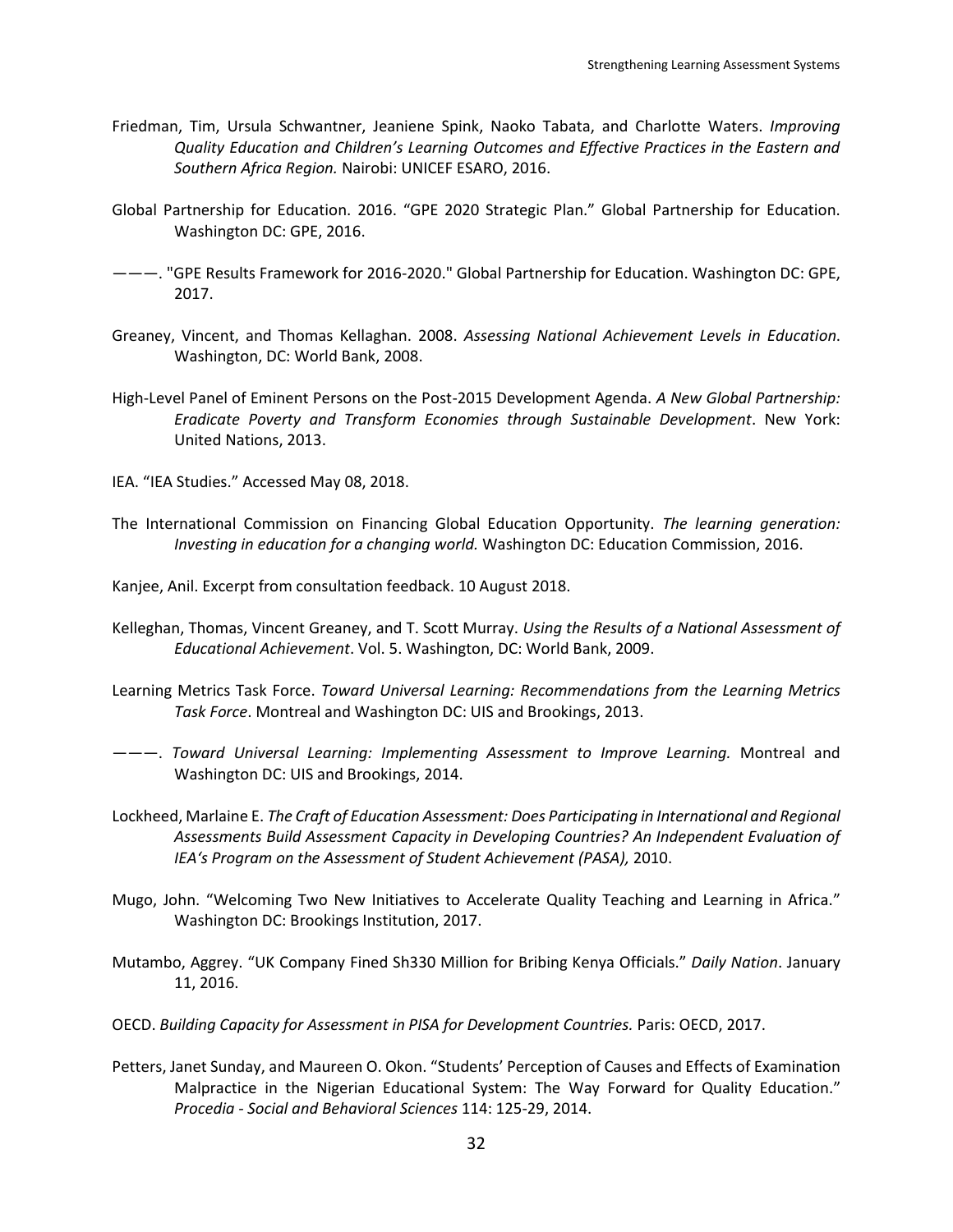Friedman, Tim, Ursula Schwantner, Jeaniene Spink, Naoko Tabata, and Charlotte Waters. *Improving Quality Education and Children's Learning Outcomes and Effective Practices in the Eastern and Southern Africa Region.* Nairobi: UNICEF ESARO, 2016.

Global Partnership for Education. 2016. "GPE 2020 Strategic Plan." Global Partnership for Education. Washington DC: GPE, 2016.

———. "GPE Results Framework for 2016-2020." Global Partnership for Education. Washington DC: GPE, 2017.

Greaney, Vincent, and Thomas Kellaghan. 2008. *Assessing National Achievement Levels in Education*. Washington, DC: World Bank, 2008.

High-Level Panel of Eminent Persons on the Post-2015 Development Agenda. *A New Global Partnership: Eradicate Poverty and Transform Economies through Sustainable Development*. New York: United Nations, 2013.

IEA. "IEA Studies." Accessed May 08, 2018.

The International Commission on Financing Global Education Opportunity. *The learning generation: Investing in education for a changing world.* Washington DC: Education Commission, 2016.

Kanjee, Anil. Excerpt from consultation feedback. 10 August 2018.

Kelleghan, Thomas, Vincent Greaney, and T. Scott Murray. *Using the Results of a National Assessment of Educational Achievement*. Vol. 5. Washington, DC: World Bank, 2009.

Learning Metrics Task Force. *Toward Universal Learning: Recommendations from the Learning Metrics Task Force*. Montreal and Washington DC: UIS and Brookings, 2013.

———. *Toward Universal Learning: Implementing Assessment to Improve Learning.* Montreal and Washington DC: UIS and Brookings, 2014.

Lockheed, Marlaine E. *The Craft of Education Assessment: Does Participating in International and Regional Assessments Build Assessment Capacity in Developing Countries? An Independent Evaluation of IEA's Program on the Assessment of Student Achievement (PASA),* 2010.

Mugo, John. "Welcoming Two New Initiatives to Accelerate Quality Teaching and Learning in Africa." Washington DC: Brookings Institution, 2017.

Mutambo, Aggrey. "UK Company Fined Sh330 Million for Bribing Kenya Officials." *Daily Nation*. January 11, 2016.

OECD. *Building Capacity for Assessment in PISA for Development Countries.* Paris: OECD, 2017.

Petters, Janet Sunday, and Maureen O. Okon. "Students' Perception of Causes and Effects of Examination Malpractice in the Nigerian Educational System: The Way Forward for Quality Education." *Procedia - Social and Behavioral Sciences* 114: 125-29, 2014.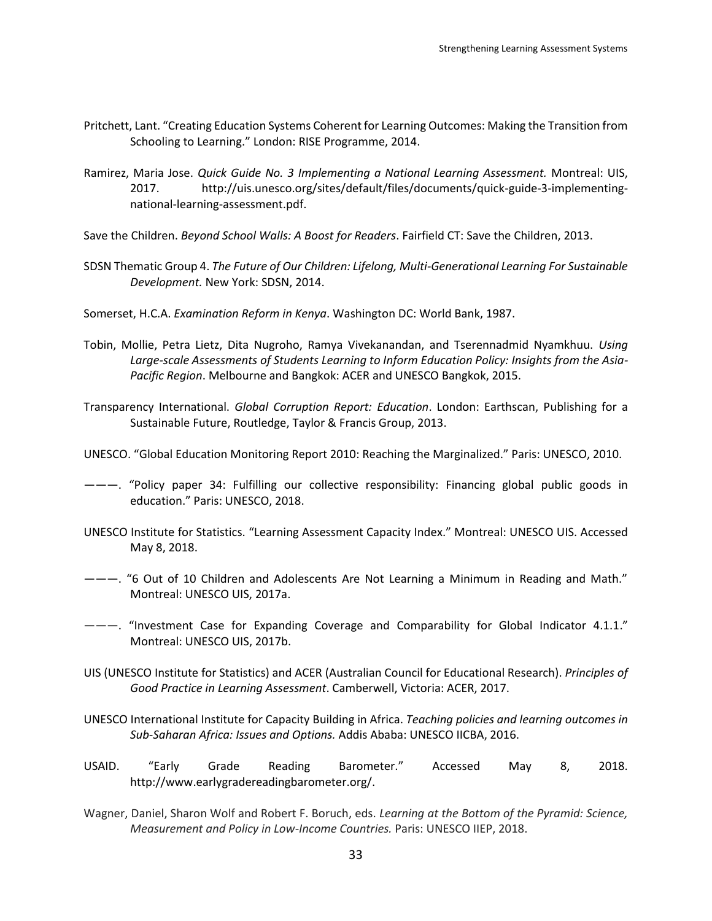Pritchett, Lant. "Creating Education Systems Coherent for Learning Outcomes: Making the Transition from Schooling to Learning." London: RISE Programme, 2014.

Ramirez, Maria Jose. *Quick Guide No. 3 Implementing a National Learning Assessment.* Montreal: UIS, 2017. http://uis.unesco.org/sites/default/files/documents/quick-guide-3-implementing-national-learning-assessment.pdf.

Save the Children. *Beyond School Walls: A Boost for Readers*. Fairfield CT: Save the Children, 2013.

SDSN Thematic Group 4. *The Future of Our Children: Lifelong, Multi-Generational Learning For Sustainable Development.* New York: SDSN, 2014.

Somerset, H.C.A. *Examination Reform in Kenya*. Washington DC: World Bank, 1987.

Tobin, Mollie, Petra Lietz, Dita Nugroho, Ramya Vivekanandan, and Tserennadmid Nyamkhuu. *Using Large-scale Assessments of Students Learning to Inform Education Policy: Insights from the Asia-Pacific Region*. Melbourne and Bangkok: ACER and UNESCO Bangkok, 2015.

Transparency International. *Global Corruption Report: Education*. London: Earthscan, Publishing for a Sustainable Future, Routledge, Taylor & Francis Group, 2013.

UNESCO. "Global Education Monitoring Report 2010: Reaching the Marginalized." Paris: UNESCO, 2010.

———. "Policy paper 34: Fulfilling our collective responsibility: Financing global public goods in education." Paris: UNESCO, 2018.

UNESCO Institute for Statistics. "Learning Assessment Capacity Index." Montreal: UNESCO UIS. Accessed May 8, 2018.

———. "6 Out of 10 Children and Adolescents Are Not Learning a Minimum in Reading and Math." Montreal: UNESCO UIS, 2017a.

———. "Investment Case for Expanding Coverage and Comparability for Global Indicator 4.1.1." Montreal: UNESCO UIS, 2017b.

UIS (UNESCO Institute for Statistics) and ACER (Australian Council for Educational Research). *Principles of Good Practice in Learning Assessment*. Camberwell, Victoria: ACER, 2017.

UNESCO International Institute for Capacity Building in Africa. *Teaching policies and learning outcomes in Sub-Saharan Africa: Issues and Options.* Addis Ababa: UNESCO IICBA, 2016.

USAID. "Early Grade Reading Barometer." Accessed May 8, 2018. http://www.earlygradereadingbarometer.org/.

Wagner, Daniel, Sharon Wolf and Robert F. Boruch, eds. *Learning at the Bottom of the Pyramid: Science, Measurement and Policy in Low-Income Countries.* Paris: UNESCO IIEP, 2018.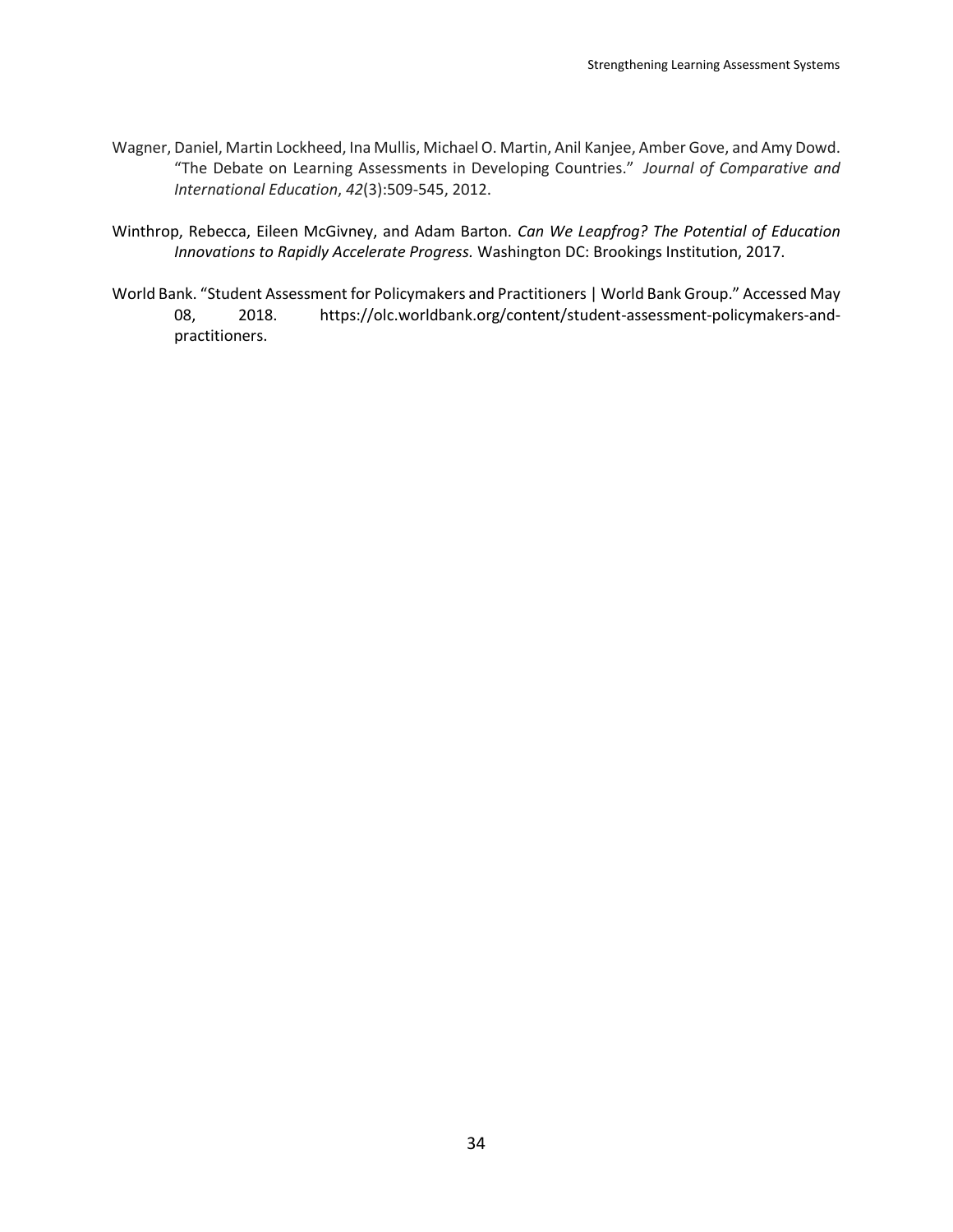Wagner, Daniel, Martin Lockheed, Ina Mullis, Michael O. Martin, Anil Kanjee, Amber Gove, and Amy Dowd. "The Debate on Learning Assessments in Developing Countries." *Journal of Comparative and International Education*, *42*(3):509-545, 2012.

Winthrop, Rebecca, Eileen McGivney, and Adam Barton. *Can We Leapfrog? The Potential of Education Innovations to Rapidly Accelerate Progress.* Washington DC: Brookings Institution, 2017.

World Bank. "Student Assessment for Policymakers and Practitioners | World Bank Group." Accessed May 08, 2018. https://olc.worldbank.org/content/student-assessment-policymakers-and-practitioners.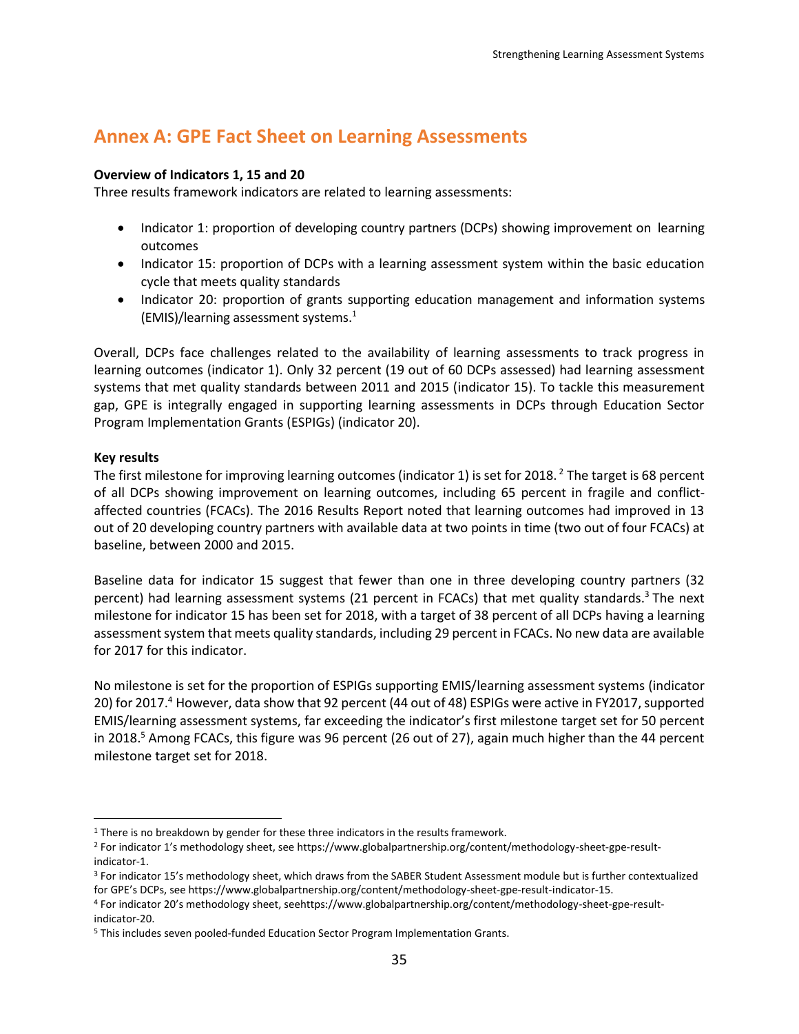## Annex A: GPE Fact Sheet on Learning Assessments

**Overview of Indicators 1, 15 and 20**

Three results framework indicators are related to learning assessments:

- Indicator 1: proportion of developing country partners (DCPs) showing improvement on learning outcomes
- Indicator 15: proportion of DCPs with a learning assessment system within the basic education cycle that meets quality standards
- Indicator 20: proportion of grants supporting education management and information systems (EMIS)/learning assessment systems.[1]

Overall, DCPs face challenges related to the availability of learning assessments to track progress in learning outcomes (indicator 1). Only 32 percent (19 out of 60 DCPs assessed) had learning assessment systems that met quality standards between 2011 and 2015 (indicator 15). To tackle this measurement gap, GPE is integrally engaged in supporting learning assessments in DCPs through Education Sector Program Implementation Grants (ESPIGs) (indicator 20).

**Key results**

The first milestone for improving learning outcomes (indicator 1) is set for 2018.[2] The target is 68 percent of all DCPs showing improvement on learning outcomes, including 65 percent in fragile and conflict-affected countries (FCACs). The 2016 Results Report noted that learning outcomes had improved in 13 out of 20 developing country partners with available data at two points in time (two out of four FCACs) at baseline, between 2000 and 2015.

Baseline data for indicator 15 suggest that fewer than one in three developing country partners (32 percent) had learning assessment systems (21 percent in FCACs) that met quality standards.[3] The next milestone for indicator 15 has been set for 2018, with a target of 38 percent of all DCPs having a learning assessment system that meets quality standards, including 29 percent in FCACs. No new data are available for 2017 for this indicator.

No milestone is set for the proportion of ESPIGs supporting EMIS/learning assessment systems (indicator 20) for 2017.[4] However, data show that 92 percent (44 out of 48) ESPIGs were active in FY2017, supported EMIS/learning assessment systems, far exceeding the indicator's first milestone target set for 50 percent in 2018.[5] Among FCACs, this figure was 96 percent (26 out of 27), again much higher than the 44 percent milestone target set for 2018.

---

[1] There is no breakdown by gender for these three indicators in the results framework.

[2] For indicator 1's methodology sheet, see https://www.globalpartnership.org/content/methodology-sheet-gpe-result-indicator-1.

[3] For indicator 15's methodology sheet, which draws from the SABER Student Assessment module but is further contextualized for GPE's DCPs, see https://www.globalpartnership.org/content/methodology-sheet-gpe-result-indicator-15.

[4] For indicator 20's methodology sheet, seehttps://www.globalpartnership.org/content/methodology-sheet-gpe-result-indicator-20.

[5] This includes seven pooled-funded Education Sector Program Implementation Grants.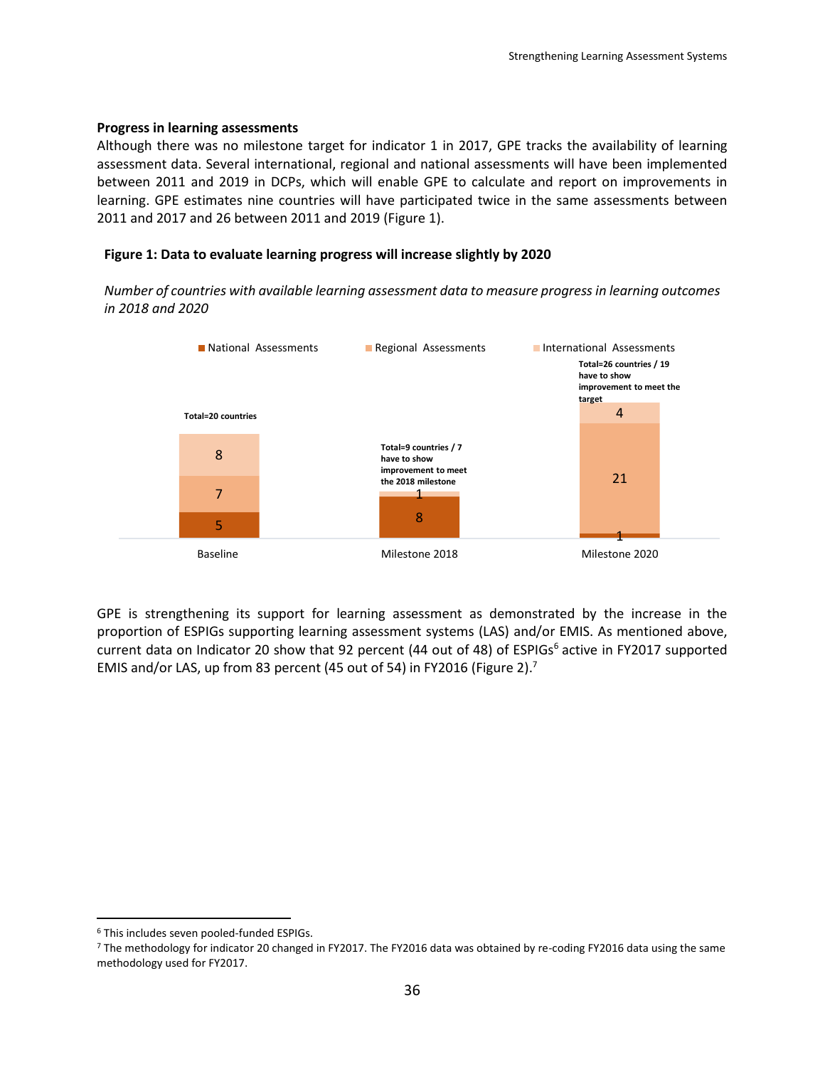**Progress in learning assessments**

Although there was no milestone target for indicator 1 in 2017, GPE tracks the availability of learning assessment data. Several international, regional and national assessments will have been implemented between 2011 and 2019 in DCPs, which will enable GPE to calculate and report on improvements in learning. GPE estimates nine countries will have participated twice in the same assessments between 2011 and 2017 and 26 between 2011 and 2019 (Figure 1).

**Figure 1: Data to evaluate learning progress will increase slightly by 2020**

*Number of countries with available learning assessment data to measure progress in learning outcomes in 2018 and 2020*

| | Baseline | Milestone 2018 | Milestone 2020 |
|---|---|---|---|
| National Assessments | 5 | 8 | 1 |
| Regional Assessments | 7 | | 21 |
| International Assessments | 8 | 1 | 4 |
| Total | Total=20 countries | Total=9 countries / 7 have to show improvement to meet the 2018 milestone | Total=26 countries / 19 have to show improvement to meet the target |

GPE is strengthening its support for learning assessment as demonstrated by the increase in the proportion of ESPIGs supporting learning assessment systems (LAS) and/or EMIS. As mentioned above, current data on Indicator 20 show that 92 percent (44 out of 48) of ESPIGs[6] active in FY2017 supported EMIS and/or LAS, up from 83 percent (45 out of 54) in FY2016 (Figure 2).[7]

---

[6] This includes seven pooled-funded ESPIGs.

[7] The methodology for indicator 20 changed in FY2017. The FY2016 data was obtained by re-coding FY2016 data using the same methodology used for FY2017.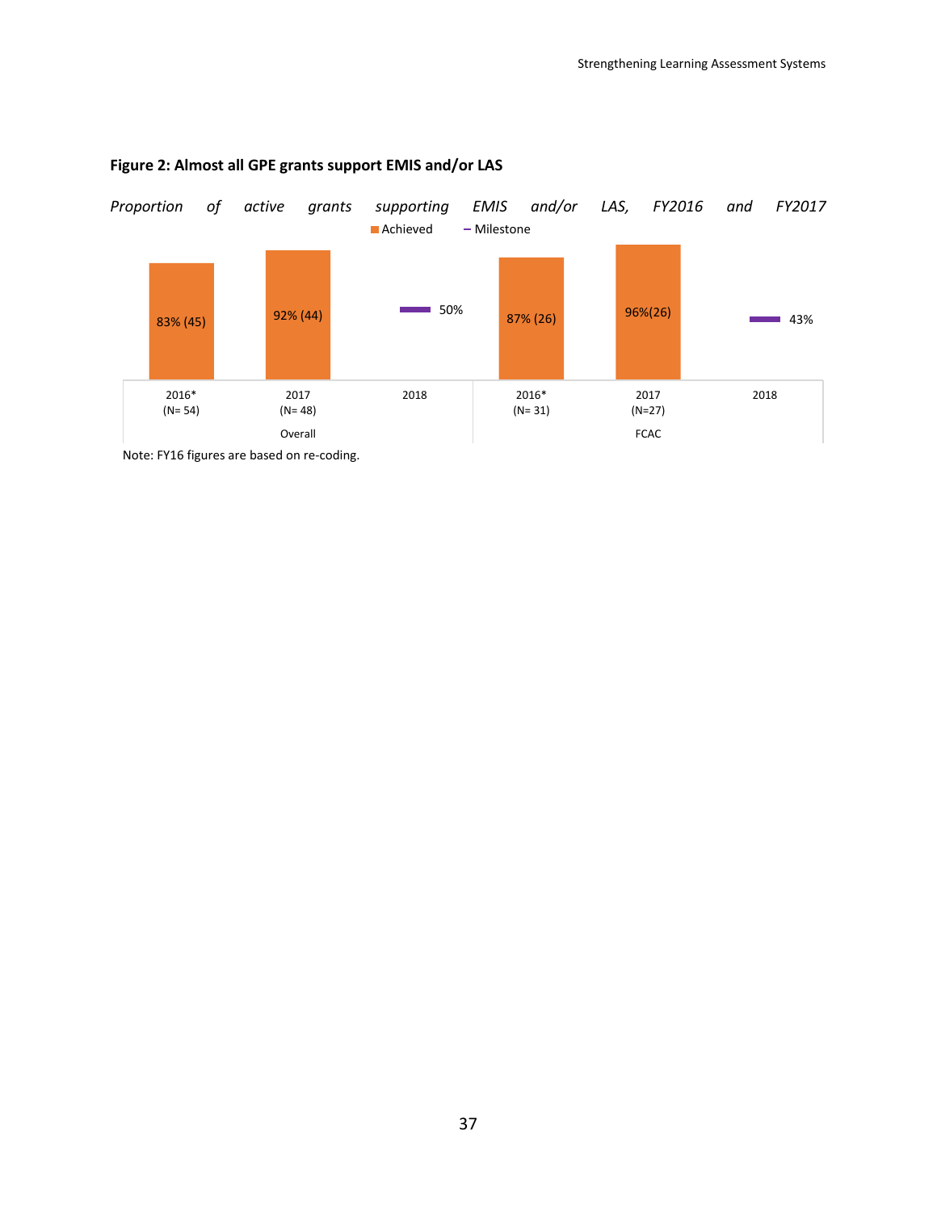**Figure 2: Almost all GPE grants support EMIS and/or LAS**

*Proportion of active grants supporting EMIS and/or LAS, FY2016 and FY2017*

| | Overall | | | FCAC | | |
|---|---|---|---|---|---|---|
| | 2016* (N= 54) | 2017 (N= 48) | 2018 | 2016* (N= 31) | 2017 (N=27) | 2018 |
| Achieved | 83% (45) | 92% (44) | | 87% (26) | 96%(26) | |
| Milestone | | | 50% | | | 43% |

Note: FY16 figures are based on re-coding.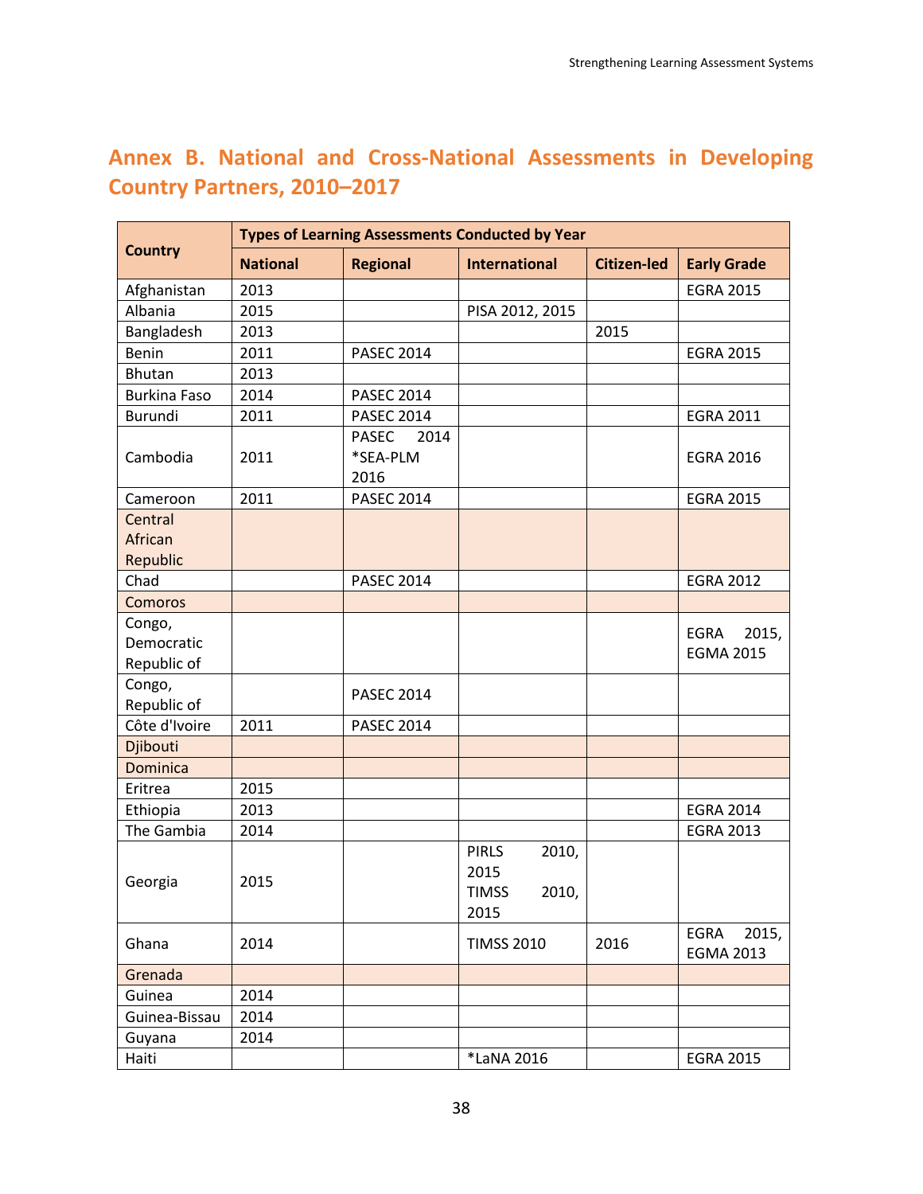## Annex B. National and Cross-National Assessments in Developing Country Partners, 2010–2017

| Country | Types of Learning Assessments Conducted by Year | | | | |
|---|---|---|---|---|---|
| | National | Regional | International | Citizen-led | Early Grade |
| Afghanistan | 2013 | | | | EGRA 2015 |
| Albania | 2015 | | PISA 2012, 2015 | | |
| Bangladesh | 2013 | | | 2015 | |
| Benin | 2011 | PASEC 2014 | | | EGRA 2015 |
| Bhutan | 2013 | | | | |
| Burkina Faso | 2014 | PASEC 2014 | | | |
| Burundi | 2011 | PASEC 2014 | | | EGRA 2011 |
| Cambodia | 2011 | PASEC 2014 *SEA-PLM 2016 | | | EGRA 2016 |
| Cameroon | 2011 | PASEC 2014 | | | EGRA 2015 |
| Central African Republic | | | | | |
| Chad | | PASEC 2014 | | | EGRA 2012 |
| Comoros | | | | | |
| Congo, Democratic Republic of | | | | | EGRA 2015, EGMA 2015 |
| Congo, Republic of | | PASEC 2014 | | | |
| Côte d'Ivoire | 2011 | PASEC 2014 | | | |
| Djibouti | | | | | |
| Dominica | | | | | |
| Eritrea | 2015 | | | | |
| Ethiopia | 2013 | | | | EGRA 2014 |
| The Gambia | 2014 | | | | EGRA 2013 |
| Georgia | 2015 | | PIRLS 2010, 2015 TIMSS 2010, 2015 | | |
| Ghana | 2014 | | TIMSS 2010 | 2016 | EGRA 2015, EGMA 2013 |
| Grenada | | | | | |
| Guinea | 2014 | | | | |
| Guinea-Bissau | 2014 | | | | |
| Guyana | 2014 | | | | |
| Haiti | | | *LaNA 2016 | | EGRA 2015 |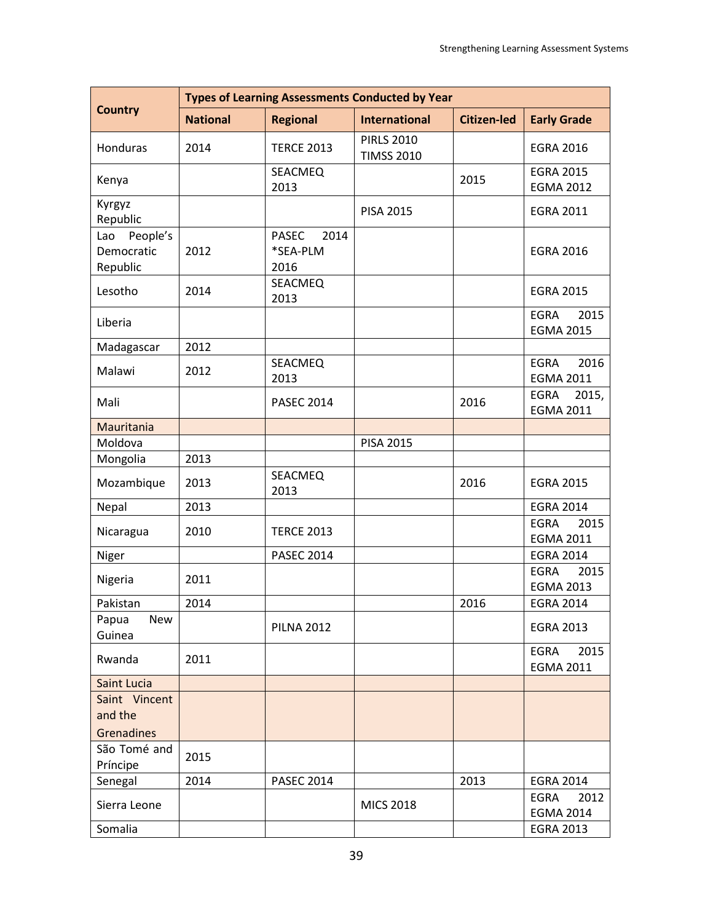| Country | Types of Learning Assessments Conducted by Year | | | | |
|---|---|---|---|---|---|
| | National | Regional | International | Citizen-led | Early Grade |
| Honduras | 2014 | TERCE 2013 | PIRLS 2010 TIMSS 2010 | | EGRA 2016 |
| Kenya | | SEACMEQ 2013 | | 2015 | EGRA 2015 EGMA 2012 |
| Kyrgyz Republic | | | PISA 2015 | | EGRA 2011 |
| Lao People's Democratic Republic | 2012 | PASEC 2014 *SEA-PLM 2016 | | | EGRA 2016 |
| Lesotho | 2014 | SEACMEQ 2013 | | | EGRA 2015 |
| Liberia | | | | | EGRA 2015 EGMA 2015 |
| Madagascar | 2012 | | | | |
| Malawi | 2012 | SEACMEQ 2013 | | | EGRA 2016 EGMA 2011 |
| Mali | | PASEC 2014 | | 2016 | EGRA 2015, EGMA 2011 |
| Mauritania | | | | | |
| Moldova | | | PISA 2015 | | |
| Mongolia | 2013 | | | | |
| Mozambique | 2013 | SEACMEQ 2013 | | 2016 | EGRA 2015 |
| Nepal | 2013 | | | | EGRA 2014 |
| Nicaragua | 2010 | TERCE 2013 | | | EGRA 2015 EGMA 2011 |
| Niger | | PASEC 2014 | | | EGRA 2014 |
| Nigeria | 2011 | | | | EGRA 2015 EGMA 2013 |
| Pakistan | 2014 | | | 2016 | EGRA 2014 |
| Papua New Guinea | | PILNA 2012 | | | EGRA 2013 |
| Rwanda | 2011 | | | | EGRA 2015 EGMA 2011 |
| Saint Lucia | | | | | |
| Saint Vincent and the Grenadines | | | | | |
| São Tomé and Príncipe | 2015 | | | | |
| Senegal | 2014 | PASEC 2014 | | 2013 | EGRA 2014 |
| Sierra Leone | | | MICS 2018 | | EGRA 2012 EGMA 2014 |
| Somalia | | | | | EGRA 2013 |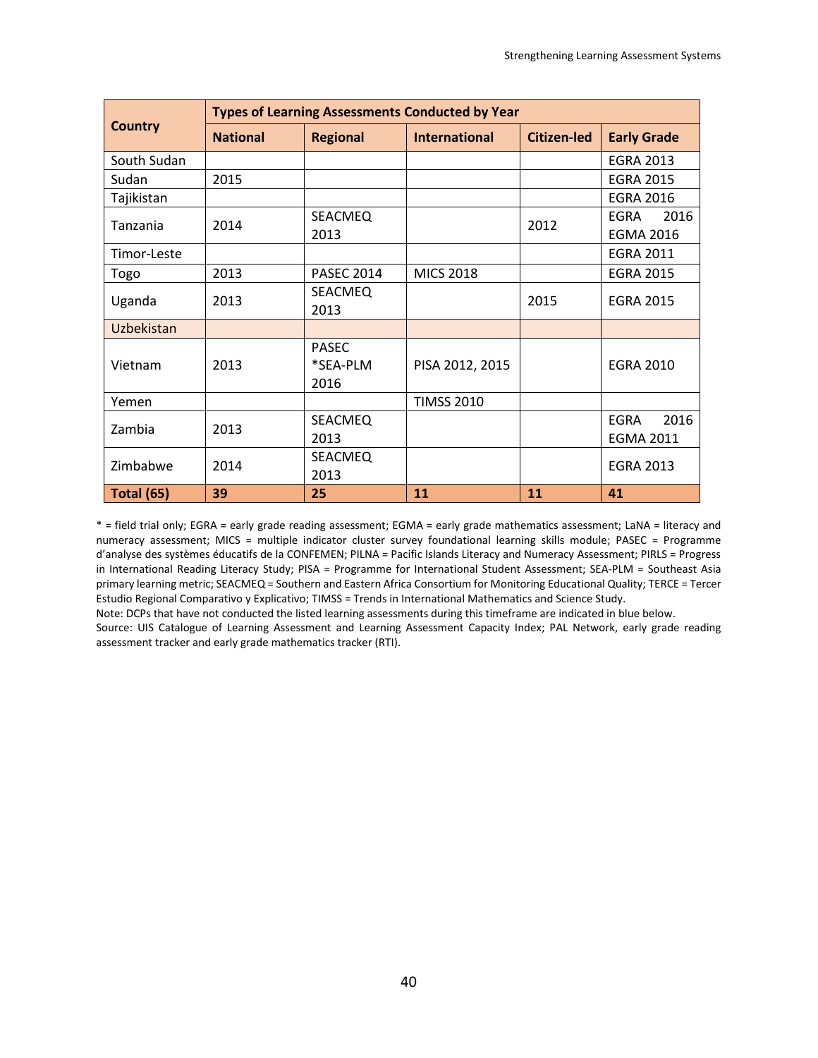| Country | Types of Learning Assessments Conducted by Year | | | | |
|---|---|---|---|---|---|
| | National | Regional | International | Citizen-led | Early Grade |
| South Sudan | | | | | EGRA 2013 |
| Sudan | 2015 | | | | EGRA 2015 |
| Tajikistan | | | | | EGRA 2016 |
| Tanzania | 2014 | SEACMEQ 2013 | | 2012 | EGRA 2016 EGMA 2016 |
| Timor-Leste | | | | | EGRA 2011 |
| Togo | 2013 | PASEC 2014 | MICS 2018 | | EGRA 2015 |
| Uganda | 2013 | SEACMEQ 2013 | | 2015 | EGRA 2015 |
| Uzbekistan | | | | | |
| Vietnam | 2013 | PASEC *SEA-PLM 2016 | PISA 2012, 2015 | | EGRA 2010 |
| Yemen | | | TIMSS 2010 | | |
| Zambia | 2013 | SEACMEQ 2013 | | | EGRA 2016 EGMA 2011 |
| Zimbabwe | 2014 | SEACMEQ 2013 | | | EGRA 2013 |
| **Total (65)** | **39** | **25** | **11** | **11** | **41** |

* = field trial only; EGRA = early grade reading assessment; EGMA = early grade mathematics assessment; LaNA = literacy and numeracy assessment; MICS = multiple indicator cluster survey foundational learning skills module; PASEC = Programme d'analyse des systèmes éducatifs de la CONFEMEN; PILNA = Pacific Islands Literacy and Numeracy Assessment; PIRLS = Progress in International Reading Literacy Study; PISA = Programme for International Student Assessment; SEA-PLM = Southeast Asia primary learning metric; SEACMEQ = Southern and Eastern Africa Consortium for Monitoring Educational Quality; TERCE = Tercer Estudio Regional Comparativo y Explicativo; TIMSS = Trends in International Mathematics and Science Study.

Note: DCPs that have not conducted the listed learning assessments during this timeframe are indicated in blue below.

Source: UIS Catalogue of Learning Assessment and Learning Assessment Capacity Index; PAL Network, early grade reading assessment tracker and early grade mathematics tracker (RTI).